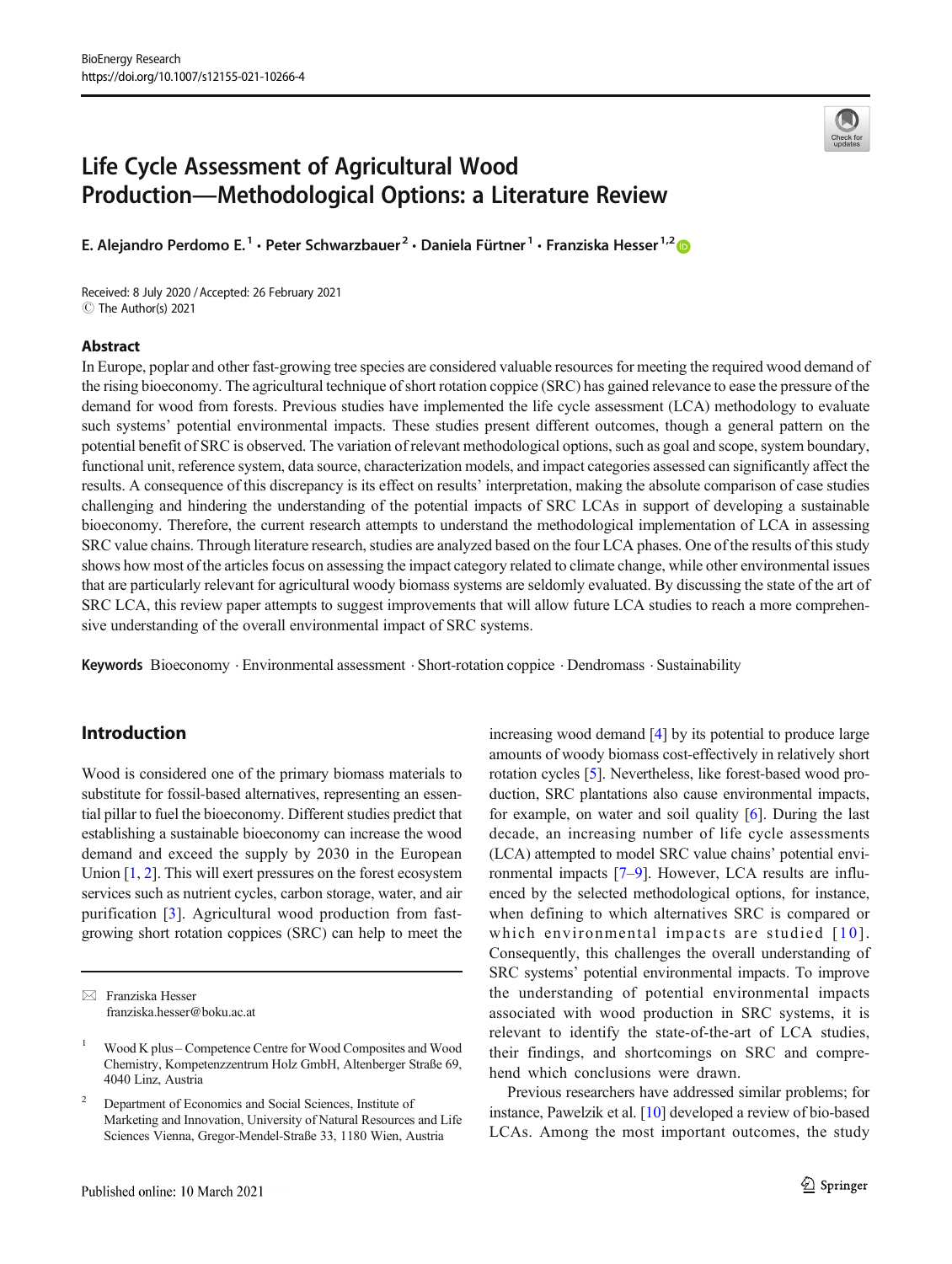# Life Cycle Assessment of Agricultural Wood Production—Methodological Options: a Literature Review

E. Alejandro Perdomo E.[1] · Peter Schwarzbauer[2] · Daniela Fürtner[1] · Franziska Hesser[1,2]

Received: 8 July 2020 / Accepted: 26 February 2021
© The Author(s) 2021

## Abstract

In Europe, poplar and other fast-growing tree species are considered valuable resources for meeting the required wood demand of the rising bioeconomy. The agricultural technique of short rotation coppice (SRC) has gained relevance to ease the pressure of the demand for wood from forests. Previous studies have implemented the life cycle assessment (LCA) methodology to evaluate such systems' potential environmental impacts. These studies present different outcomes, though a general pattern on the potential benefit of SRC is observed. The variation of relevant methodological options, such as goal and scope, system boundary, functional unit, reference system, data source, characterization models, and impact categories assessed can significantly affect the results. A consequence of this discrepancy is its effect on results' interpretation, making the absolute comparison of case studies challenging and hindering the understanding of the potential impacts of SRC LCAs in support of developing a sustainable bioeconomy. Therefore, the current research attempts to understand the methodological implementation of LCA in assessing SRC value chains. Through literature research, studies are analyzed based on the four LCA phases. One of the results of this study shows how most of the articles focus on assessing the impact category related to climate change, while other environmental issues that are particularly relevant for agricultural woody biomass systems are seldomly evaluated. By discussing the state of the art of SRC LCA, this review paper attempts to suggest improvements that will allow future LCA studies to reach a more comprehensive understanding of the overall environmental impact of SRC systems.

**Keywords** Bioeconomy · Environmental assessment · Short-rotation coppice · Dendromass · Sustainability

## Introduction

Wood is considered one of the primary biomass materials to substitute for fossil-based alternatives, representing an essential pillar to fuel the bioeconomy. Different studies predict that establishing a sustainable bioeconomy can increase the wood demand and exceed the supply by 2030 in the European Union [1, 2]. This will exert pressures on the forest ecosystem services such as nutrient cycles, carbon storage, water, and air purification [3]. Agricultural wood production from fast-growing short rotation coppices (SRC) can help to meet the increasing wood demand [4] by its potential to produce large amounts of woody biomass cost-effectively in relatively short rotation cycles [5]. Nevertheless, like forest-based wood production, SRC plantations also cause environmental impacts, for example, on water and soil quality [6]. During the last decade, an increasing number of life cycle assessments (LCA) attempted to model SRC value chains' potential environmental impacts [7–9]. However, LCA results are influenced by the selected methodological options, for instance, when defining to which alternatives SRC is compared or which environmental impacts are studied [10]. Consequently, this challenges the overall understanding of SRC systems' potential environmental impacts. To improve the understanding of potential environmental impacts associated with wood production in SRC systems, it is relevant to identify the state-of-the-art of LCA studies, their findings, and shortcomings on SRC and comprehend which conclusions were drawn.

Previous researchers have addressed similar problems; for instance, Pawelzik et al. [10] developed a review of bio-based LCAs. Among the most important outcomes, the study

---

✉ Franziska Hesser
franziska.hesser@boku.ac.at

[1] Wood K plus – Competence Centre for Wood Composites and Wood Chemistry, Kompetenzzentrum Holz GmbH, Altenberger Straße 69, 4040 Linz, Austria

[2] Department of Economics and Social Sciences, Institute of Marketing and Innovation, University of Natural Resources and Life Sciences Vienna, Gregor-Mendel-Straße 33, 1180 Wien, Austria

Published online: 10 March 2021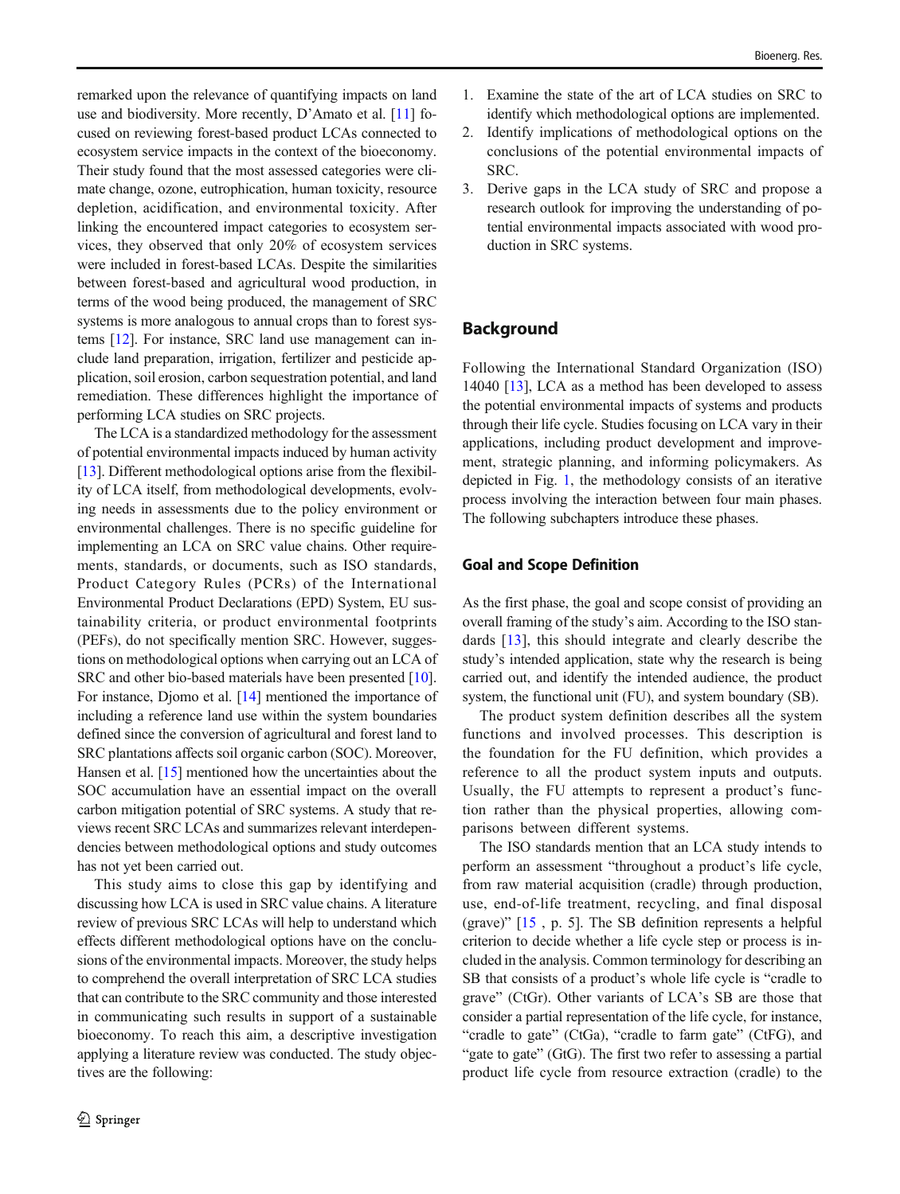remarked upon the relevance of quantifying impacts on land use and biodiversity. More recently, D'Amato et al. [11] focused on reviewing forest-based product LCAs connected to ecosystem service impacts in the context of the bioeconomy. Their study found that the most assessed categories were climate change, ozone, eutrophication, human toxicity, resource depletion, acidification, and environmental toxicity. After linking the encountered impact categories to ecosystem services, they observed that only 20% of ecosystem services were included in forest-based LCAs. Despite the similarities between forest-based and agricultural wood production, in terms of the wood being produced, the management of SRC systems is more analogous to annual crops than to forest systems [12]. For instance, SRC land use management can include land preparation, irrigation, fertilizer and pesticide application, soil erosion, carbon sequestration potential, and land remediation. These differences highlight the importance of performing LCA studies on SRC projects.

The LCA is a standardized methodology for the assessment of potential environmental impacts induced by human activity [13]. Different methodological options arise from the flexibility of LCA itself, from methodological developments, evolving needs in assessments due to the policy environment or environmental challenges. There is no specific guideline for implementing an LCA on SRC value chains. Other requirements, standards, or documents, such as ISO standards, Product Category Rules (PCRs) of the International Environmental Product Declarations (EPD) System, EU sustainability criteria, or product environmental footprints (PEFs), do not specifically mention SRC. However, suggestions on methodological options when carrying out an LCA of SRC and other bio-based materials have been presented [10]. For instance, Djomo et al. [14] mentioned the importance of including a reference land use within the system boundaries defined since the conversion of agricultural and forest land to SRC plantations affects soil organic carbon (SOC). Moreover, Hansen et al. [15] mentioned how the uncertainties about the SOC accumulation have an essential impact on the overall carbon mitigation potential of SRC systems. A study that reviews recent SRC LCAs and summarizes relevant interdependencies between methodological options and study outcomes has not yet been carried out.

This study aims to close this gap by identifying and discussing how LCA is used in SRC value chains. A literature review of previous SRC LCAs will help to understand which effects different methodological options have on the conclusions of the environmental impacts. Moreover, the study helps to comprehend the overall interpretation of SRC LCA studies that can contribute to the SRC community and those interested in communicating such results in support of a sustainable bioeconomy. To reach this aim, a descriptive investigation applying a literature review was conducted. The study objectives are the following:

1. Examine the state of the art of LCA studies on SRC to identify which methodological options are implemented.
2. Identify implications of methodological options on the conclusions of the potential environmental impacts of SRC.
3. Derive gaps in the LCA study of SRC and propose a research outlook for improving the understanding of potential environmental impacts associated with wood production in SRC systems.

## Background

Following the International Standard Organization (ISO) 14040 [13], LCA as a method has been developed to assess the potential environmental impacts of systems and products through their life cycle. Studies focusing on LCA vary in their applications, including product development and improvement, strategic planning, and informing policymakers. As depicted in Fig. 1, the methodology consists of an iterative process involving the interaction between four main phases. The following subchapters introduce these phases.

### Goal and Scope Definition

As the first phase, the goal and scope consist of providing an overall framing of the study's aim. According to the ISO standards [13], this should integrate and clearly describe the study's intended application, state why the research is being carried out, and identify the intended audience, the product system, the functional unit (FU), and system boundary (SB).

The product system definition describes all the system functions and involved processes. This description is the foundation for the FU definition, which provides a reference to all the product system inputs and outputs. Usually, the FU attempts to represent a product's function rather than the physical properties, allowing comparisons between different systems.

The ISO standards mention that an LCA study intends to perform an assessment "throughout a product's life cycle, from raw material acquisition (cradle) through production, use, end-of-life treatment, recycling, and final disposal (grave)" [15 , p. 5]. The SB definition represents a helpful criterion to decide whether a life cycle step or process is included in the analysis. Common terminology for describing an SB that consists of a product's whole life cycle is "cradle to grave" (CtGr). Other variants of LCA's SB are those that consider a partial representation of the life cycle, for instance, "cradle to gate" (CtGa), "cradle to farm gate" (CtFG), and "gate to gate" (GtG). The first two refer to assessing a partial product life cycle from resource extraction (cradle) to the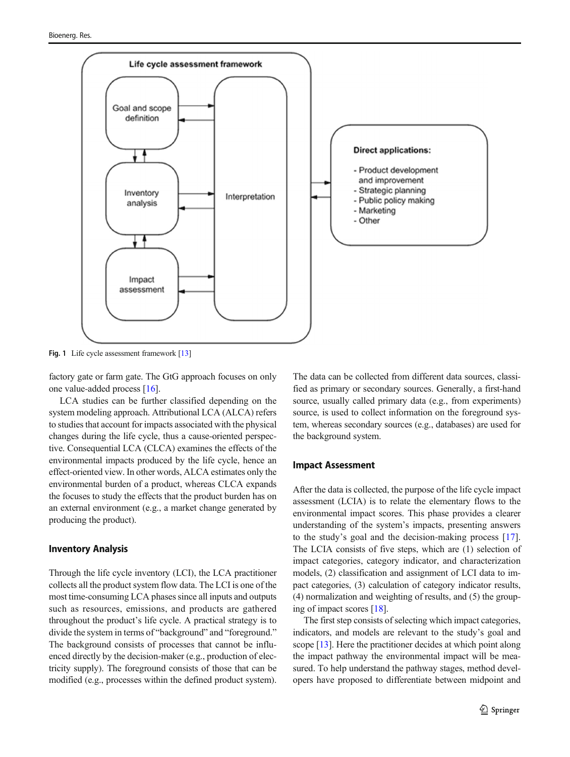Fig. 1 Life cycle assessment framework [13]

factory gate or farm gate. The GtG approach focuses on only one value-added process [16].

LCA studies can be further classified depending on the system modeling approach. Attributional LCA (ALCA) refers to studies that account for impacts associated with the physical changes during the life cycle, thus a cause-oriented perspective. Consequential LCA (CLCA) examines the effects of the environmental impacts produced by the life cycle, hence an effect-oriented view. In other words, ALCA estimates only the environmental burden of a product, whereas CLCA expands the focuses to study the effects that the product burden has on an external environment (e.g., a market change generated by producing the product).

## Inventory Analysis

Through the life cycle inventory (LCI), the LCA practitioner collects all the product system flow data. The LCI is one of the most time-consuming LCA phases since all inputs and outputs such as resources, emissions, and products are gathered throughout the product's life cycle. A practical strategy is to divide the system in terms of "background" and "foreground." The background consists of processes that cannot be influenced directly by the decision-maker (e.g., production of electricity supply). The foreground consists of those that can be modified (e.g., processes within the defined product system). The data can be collected from different data sources, classified as primary or secondary sources. Generally, a first-hand source, usually called primary data (e.g., from experiments) source, is used to collect information on the foreground system, whereas secondary sources (e.g., databases) are used for the background system.

## Impact Assessment

After the data is collected, the purpose of the life cycle impact assessment (LCIA) is to relate the elementary flows to the environmental impact scores. This phase provides a clearer understanding of the system's impacts, presenting answers to the study's goal and the decision-making process [17]. The LCIA consists of five steps, which are (1) selection of impact categories, category indicator, and characterization models, (2) classification and assignment of LCI data to impact categories, (3) calculation of category indicator results, (4) normalization and weighting of results, and (5) the grouping of impact scores [18].

The first step consists of selecting which impact categories, indicators, and models are relevant to the study's goal and scope [13]. Here the practitioner decides at which point along the impact pathway the environmental impact will be measured. To help understand the pathway stages, method developers have proposed to differentiate between midpoint and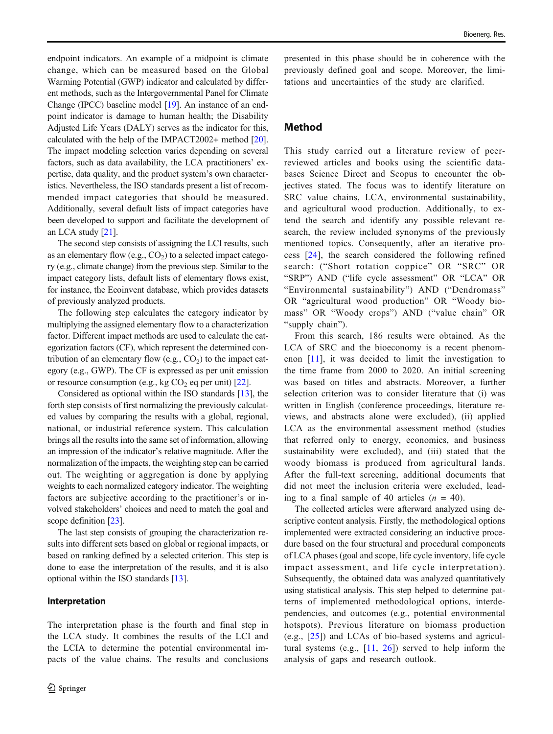endpoint indicators. An example of a midpoint is climate change, which can be measured based on the Global Warming Potential (GWP) indicator and calculated by different methods, such as the Intergovernmental Panel for Climate Change (IPCC) baseline model [19]. An instance of an endpoint indicator is damage to human health; the Disability Adjusted Life Years (DALY) serves as the indicator for this, calculated with the help of the IMPACT2002+ method [20]. The impact modeling selection varies depending on several factors, such as data availability, the LCA practitioners' expertise, data quality, and the product system's own characteristics. Nevertheless, the ISO standards present a list of recommended impact categories that should be measured. Additionally, several default lists of impact categories have been developed to support and facilitate the development of an LCA study [21].

The second step consists of assigning the LCI results, such as an elementary flow (e.g., $CO_2$) to a selected impact category (e.g., climate change) from the previous step. Similar to the impact category lists, default lists of elementary flows exist, for instance, the Ecoinvent database, which provides datasets of previously analyzed products.

The following step calculates the category indicator by multiplying the assigned elementary flow to a characterization factor. Different impact methods are used to calculate the categorization factors (CF), which represent the determined contribution of an elementary flow (e.g., $CO_2$) to the impact category (e.g., GWP). The CF is expressed as per unit emission or resource consumption (e.g., kg $CO_2$ eq per unit) [22].

Considered as optional within the ISO standards [13], the forth step consists of first normalizing the previously calculated values by comparing the results with a global, regional, national, or industrial reference system. This calculation brings all the results into the same set of information, allowing an impression of the indicator's relative magnitude. After the normalization of the impacts, the weighting step can be carried out. The weighting or aggregation is done by applying weights to each normalized category indicator. The weighting factors are subjective according to the practitioner's or involved stakeholders' choices and need to match the goal and scope definition [23].

The last step consists of grouping the characterization results into different sets based on global or regional impacts, or based on ranking defined by a selected criterion. This step is done to ease the interpretation of the results, and it is also optional within the ISO standards [13].

### Interpretation

The interpretation phase is the fourth and final step in the LCA study. It combines the results of the LCI and the LCIA to determine the potential environmental impacts of the value chains. The results and conclusions presented in this phase should be in coherence with the previously defined goal and scope. Moreover, the limitations and uncertainties of the study are clarified.

## Method

This study carried out a literature review of peer-reviewed articles and books using the scientific databases Science Direct and Scopus to encounter the objectives stated. The focus was to identify literature on SRC value chains, LCA, environmental sustainability, and agricultural wood production. Additionally, to extend the search and identify any possible relevant research, the review included synonyms of the previously mentioned topics. Consequently, after an iterative process [24], the search considered the following refined search: ("Short rotation coppice" OR "SRC" OR "SRP") AND ("life cycle assessment" OR "LCA" OR "Environmental sustainability") AND ("Dendromass" OR "agricultural wood production" OR "Woody biomass" OR "Woody crops") AND ("value chain" OR "supply chain").

From this search, 186 results were obtained. As the LCA of SRC and the bioeconomy is a recent phenomenon [11], it was decided to limit the investigation to the time frame from 2000 to 2020. An initial screening was based on titles and abstracts. Moreover, a further selection criterion was to consider literature that (i) was written in English (conference proceedings, literature reviews, and abstracts alone were excluded), (ii) applied LCA as the environmental assessment method (studies that referred only to energy, economics, and business sustainability were excluded), and (iii) stated that the woody biomass is produced from agricultural lands. After the full-text screening, additional documents that did not meet the inclusion criteria were excluded, leading to a final sample of 40 articles ($n$ = 40).

The collected articles were afterward analyzed using descriptive content analysis. Firstly, the methodological options implemented were extracted considering an inductive procedure based on the four structural and procedural components of LCA phases (goal and scope, life cycle inventory, life cycle impact assessment, and life cycle interpretation). Subsequently, the obtained data was analyzed quantitatively using statistical analysis. This step helped to determine patterns of implemented methodological options, interdependencies, and outcomes (e.g., potential environmental hotspots). Previous literature on biomass production (e.g., [25]) and LCAs of bio-based systems and agricultural systems (e.g., [11, 26]) served to help inform the analysis of gaps and research outlook.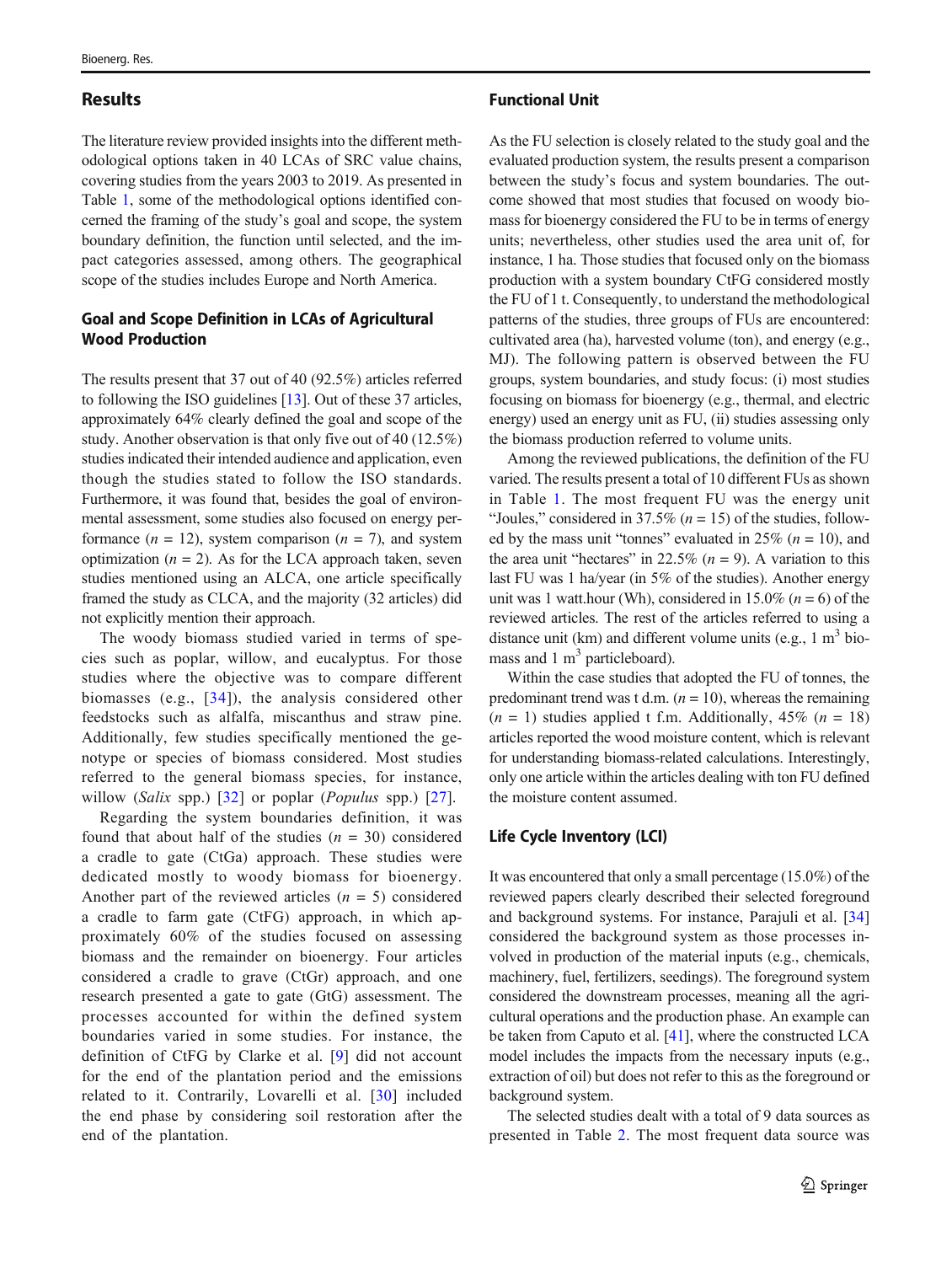## Results

The literature review provided insights into the different methodological options taken in 40 LCAs of SRC value chains, covering studies from the years 2003 to 2019. As presented in Table 1, some of the methodological options identified concerned the framing of the study's goal and scope, the system boundary definition, the function until selected, and the impact categories assessed, among others. The geographical scope of the studies includes Europe and North America.

### Goal and Scope Definition in LCAs of Agricultural Wood Production

The results present that 37 out of 40 (92.5%) articles referred to following the ISO guidelines [13]. Out of these 37 articles, approximately 64% clearly defined the goal and scope of the study. Another observation is that only five out of 40 (12.5%) studies indicated their intended audience and application, even though the studies stated to follow the ISO standards. Furthermore, it was found that, besides the goal of environmental assessment, some studies also focused on energy performance ($n$ = 12), system comparison ($n$ = 7), and system optimization ($n$ = 2). As for the LCA approach taken, seven studies mentioned using an ALCA, one article specifically framed the study as CLCA, and the majority (32 articles) did not explicitly mention their approach.

The woody biomass studied varied in terms of species such as poplar, willow, and eucalyptus. For those studies where the objective was to compare different biomasses (e.g., [34]), the analysis considered other feedstocks such as alfalfa, miscanthus and straw pine. Additionally, few studies specifically mentioned the genotype or species of biomass considered. Most studies referred to the general biomass species, for instance, willow (*Salix* spp.) [32] or poplar (*Populus* spp.) [27].

Regarding the system boundaries definition, it was found that about half of the studies ($n$ = 30) considered a cradle to gate (CtGa) approach. These studies were dedicated mostly to woody biomass for bioenergy. Another part of the reviewed articles ($n$ = 5) considered a cradle to farm gate (CtFG) approach, in which approximately 60% of the studies focused on assessing biomass and the remainder on bioenergy. Four articles considered a cradle to grave (CtGr) approach, and one research presented a gate to gate (GtG) assessment. The processes accounted for within the defined system boundaries varied in some studies. For instance, the definition of CtFG by Clarke et al. [9] did not account for the end of the plantation period and the emissions related to it. Contrarily, Lovarelli et al. [30] included the end phase by considering soil restoration after the end of the plantation.

### Functional Unit

As the FU selection is closely related to the study goal and the evaluated production system, the results present a comparison between the study's focus and system boundaries. The outcome showed that most studies that focused on woody biomass for bioenergy considered the FU to be in terms of energy units; nevertheless, other studies used the area unit of, for instance, 1 ha. Those studies that focused only on the biomass production with a system boundary CtFG considered mostly the FU of 1 t. Consequently, to understand the methodological patterns of the studies, three groups of FUs are encountered: cultivated area (ha), harvested volume (ton), and energy (e.g., MJ). The following pattern is observed between the FU groups, system boundaries, and study focus: (i) most studies focusing on biomass for bioenergy (e.g., thermal, and electric energy) used an energy unit as FU, (ii) studies assessing only the biomass production referred to volume units.

Among the reviewed publications, the definition of the FU varied. The results present a total of 10 different FUs as shown in Table 1. The most frequent FU was the energy unit "Joules," considered in 37.5% ($n$ = 15) of the studies, followed by the mass unit "tonnes" evaluated in 25% ($n$ = 10), and the area unit "hectares" in 22.5% ($n$ = 9). A variation to this last FU was 1 ha/year (in 5% of the studies). Another energy unit was 1 watt.hour (Wh), considered in 15.0% ($n$ = 6) of the reviewed articles. The rest of the articles referred to using a distance unit (km) and different volume units (e.g., 1 $m^3$ biomass and 1 $m^3$ particleboard).

Within the case studies that adopted the FU of tonnes, the predominant trend was t d.m. ($n$ = 10), whereas the remaining ($n$ = 1) studies applied t f.m. Additionally, 45% ($n$ = 18) articles reported the wood moisture content, which is relevant for understanding biomass-related calculations. Interestingly, only one article within the articles dealing with ton FU defined the moisture content assumed.

### Life Cycle Inventory (LCI)

It was encountered that only a small percentage (15.0%) of the reviewed papers clearly described their selected foreground and background systems. For instance, Parajuli et al. [34] considered the background system as those processes involved in production of the material inputs (e.g., chemicals, machinery, fuel, fertilizers, seedings). The foreground system considered the downstream processes, meaning all the agricultural operations and the production phase. An example can be taken from Caputo et al. [41], where the constructed LCA model includes the impacts from the necessary inputs (e.g., extraction of oil) but does not refer to this as the foreground or background system.

The selected studies dealt with a total of 9 data sources as presented in Table 2. The most frequent data source was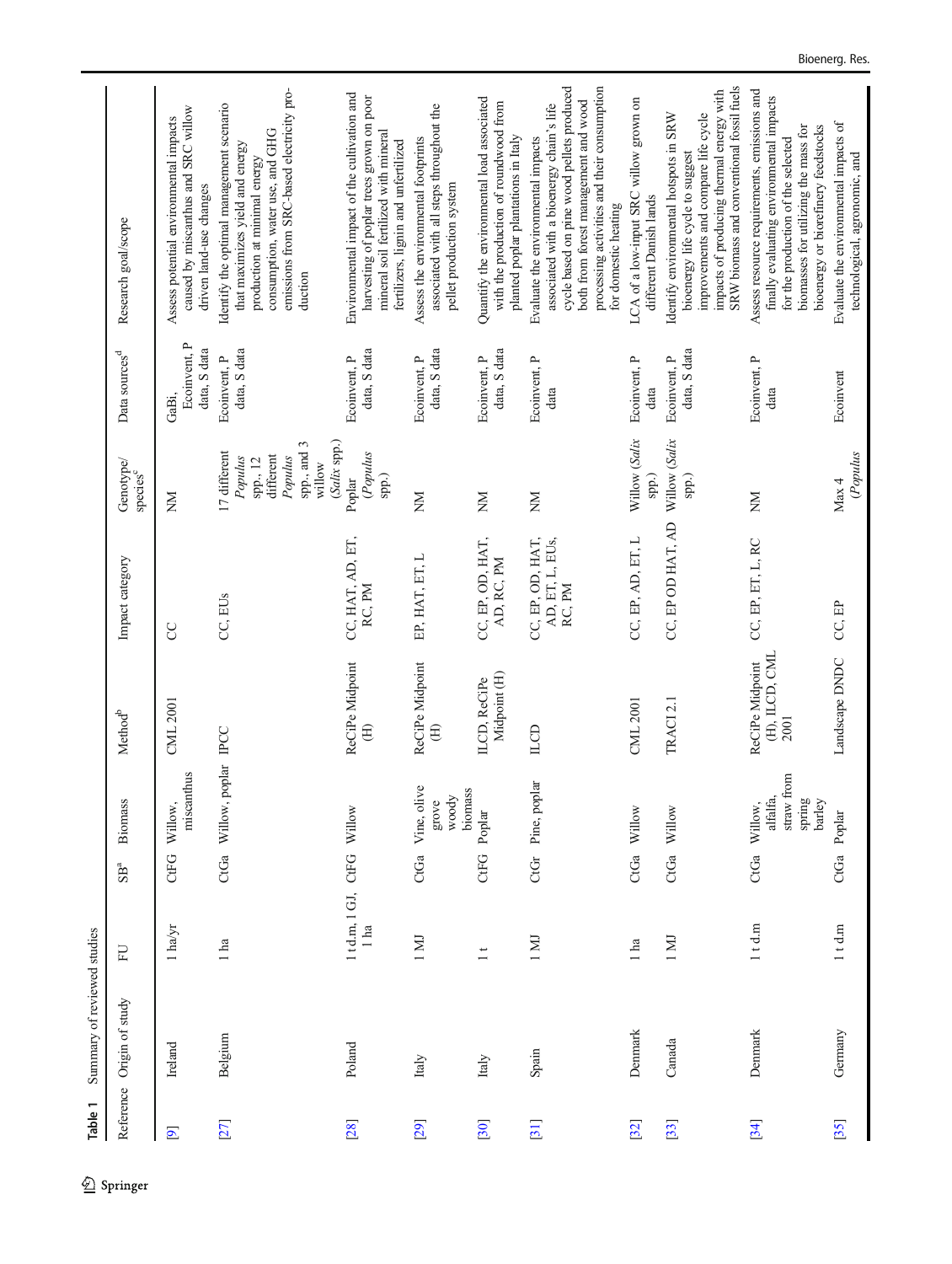**Table 1** Summary of reviewed studies

| Reference | Origin of study | FU | SB[a] | Biomass | Method[b] | Impact category | Genotype/ species[c] | Data sources[d] | Research goal/scope |
|---|---|---|---|---|---|---|---|---|---|
| [9] | Ireland | 1 ha/yr | CtFG | Willow, miscanthus | CML 2001 | CC | NM | GaBi, Ecoinvent, P data, S data | Assess potential environmental impacts caused by miscanthus and SRC willow driven land-use changes |
| [27] | Belgium | 1 ha | CtGa | Willow, poplar | IPCC | CC, EUs | 17 different *Populus* spp., 12 different *Populus* spp., and 3 willow (*Salix* spp.) | Ecoinvent, P data, S data | Identify the optimal management scenario that maximizes yield and energy production at minimal energy consumption, water use, and GHG emissions from SRC-based electricity production |
| [28] | Poland | 1 t d.m, 1 GJ, 1 ha | CtFG | Willow | ReCiPe Midpoint (H) | CC, HAT, AD, ET, RC, PM | Poplar (*Populus* spp.) | Ecoinvent, P data, S data | Environmental impact of the cultivation and harvesting of poplar trees grown on poor mineral soil fertilized with mineral fertilizers, lignin and unfertilized |
| [29] | Italy | 1 MJ | CtGa | Vine, olive grove woody biomass | ReCiPe Midpoint (H) | EP, HAT, ET, L | NM | Ecoinvent, P data, S data | Assess the environmental footprints associated with all steps throughout the pellet production system |
| [30] | Italy | 1 t | CtFG | Poplar | ILCD, ReCiPe Midpoint (H) | CC, EP, OD, HAT, AD, RC, PM | NM | Ecoinvent, P data, S data | Quantify the environmental load associated with the production of roundwood from planted poplar plantations in Italy |
| [31] | Spain | 1 MJ | CtGr | Pine, poplar | ILCD | CC, EP, OD, HAT, AD, ET, L, EUs, RC, PM | NM | Ecoinvent, P data | Evaluate the environmental impacts associated with a bioenergy chain's life cycle based on pine wood pellets produced both from forest management and wood processing activities and their consumption for domestic heating |
| [32] | Denmark | 1 ha | CtGa | Willow | CML 2001 | CC, EP, AD, ET, L | Willow (*Salix* spp.) | Ecoinvent, P data | LCA of a low-input SRC willow grown on different Danish lands |
| [33] | Canada | 1 MJ | CtGa | Willow | TRACI 2.1 | CC, EP OD HAT, AD | Willow (*Salix* spp.) | Ecoinvent, P data, S data | Identify environmental hotspots in SRW bioenergy life cycle to suggest improvements and compare life cycle impacts of producing thermal energy with SRW biomass and conventional fossil fuels |
| [34] | Denmark | 1 t d.m | CtGa | Willow, alfalfa, straw from spring barley | ReCiPe Midpoint (H), ILCD, CML 2001 | CC, EP, ET, L, RC | NM | Ecoinvent, P data | Assess resource requirements, emissions and finally evaluating environmental impacts for the production of the selected biomasses for utilizing the mass for bioenergy or biorefinery feedstocks |
| [35] | Germany | 1 t d.m | CtGa | Poplar | Landscape DNDC | CC, EP | Max 4 (*Populus* | Ecoinvent | Evaluate the environmental impacts of technological, agronomic, and |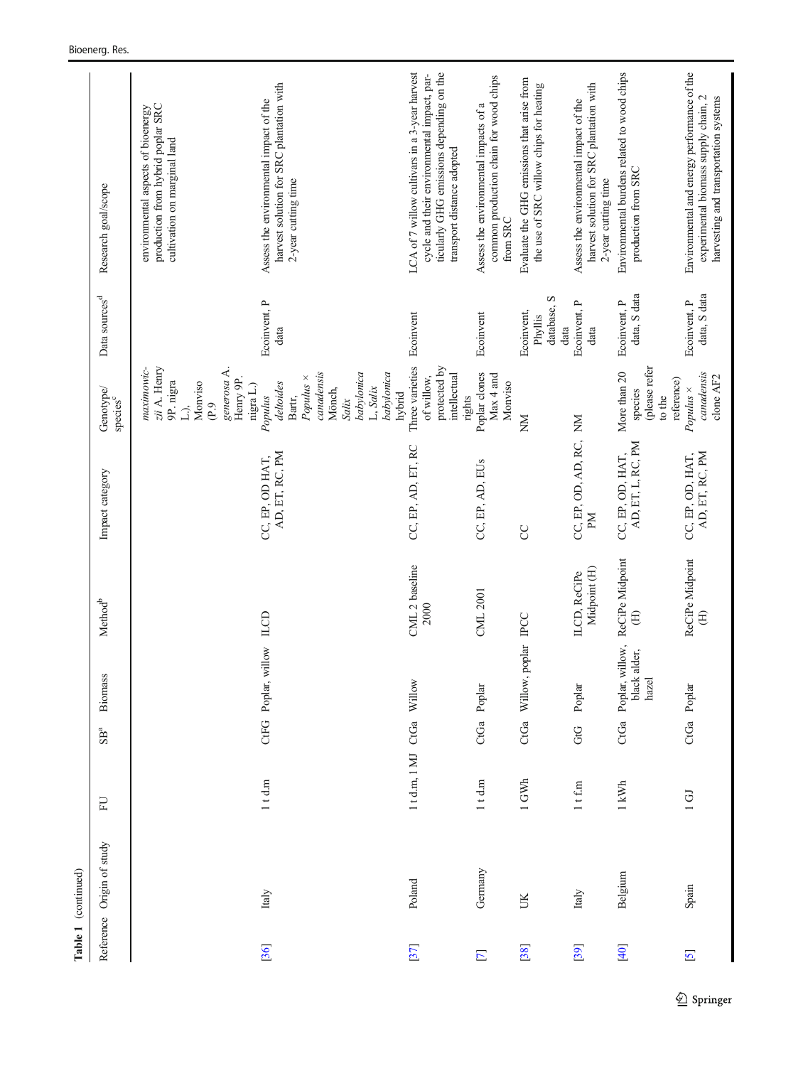Table 1 (continued)

| Reference | Origin of study | FU | SB[a] | Biomass | Method[b] | Impact category | Genotype/ species[c] | Data sources[d] | Research goal/scope |
|---|---|---|---|---|---|---|---|---|---|
| | | | | | | | *maximowiczii* A. Henry 9P. nigra L.), Monviso (P.9 *generosa* A. Henry 9P. nigra L.) | | environmental aspects of bioenergy production from hybrid poplar SRC cultivation on marginal land |
| [36] | Italy | 1 t d.m | CtFG | Poplar, willow | ILCD | CC, EP, OD HAT, AD, ET, RC, PM | *Populus deltoides* Bartr, *Populus × canadensis* Mönch, *Salix babylonica* L, *Salix babylonica* hybrid | Ecoinvent, P data | Assess the environmental impact of the harvest solution for SRC plantation with 2-year cutting time |
| [37] | Poland | 1 t d.m, 1 MJ | CtGa | Willow | CML 2 baseline 2000 | CC, EP, AD, ET, RC | Three varieties of willow, protected by intellectual rights | Ecoinvent | LCA of 7 willow cultivars in a 3-year harvest cycle and their environmental impact, particularly GHG emissions depending on the transport distance adopted |
| [7] | Germany | 1 t d.m | CtGa | Poplar | CML 2001 | CC, EP, AD, EUs | Poplar clones Max 4 and Monviso | Ecoinvent | Assess the environmental impacts of a common production chain for wood chips from SRC |
| [38] | UK | 1 GWh | CtGa | Willow, poplar | IPCC | CC | NM | Ecoinvent, Phyllis database, S data | Evaluate the GHG emissions that arise from the use of SRC willow chips for heating |
| [39] | Italy | 1 t f.m | GtG | Poplar | ILCD, ReCiPe Midpoint (H) | CC, EP, OD, AD, RC, PM | NM | Ecoinvent, P data | Assess the environmental impact of the harvest solution for SRC plantation with 2-year cutting time |
| [40] | Belgium | 1 kWh | CtGa | Poplar, willow, black alder, hazel | ReCiPe Midpoint (H) | CC, EP, OD, HAT, AD, ET, L, RC, PM | More than 20 species (please refer to the reference) | Ecoinvent, P data, S data | Environmental burdens related to wood chips production from SRC |
| [5] | Spain | 1 GJ | CtGa | Poplar | ReCiPe Midpoint (H) | CC, EP, OD, HAT, AD, ET, RC, PM | *Populus × canadensis* clone AF2 | Ecoinvent, P data, S data | Environmental and energy performance of the experimental biomass supply chain, 2 harvesting and transportation systems |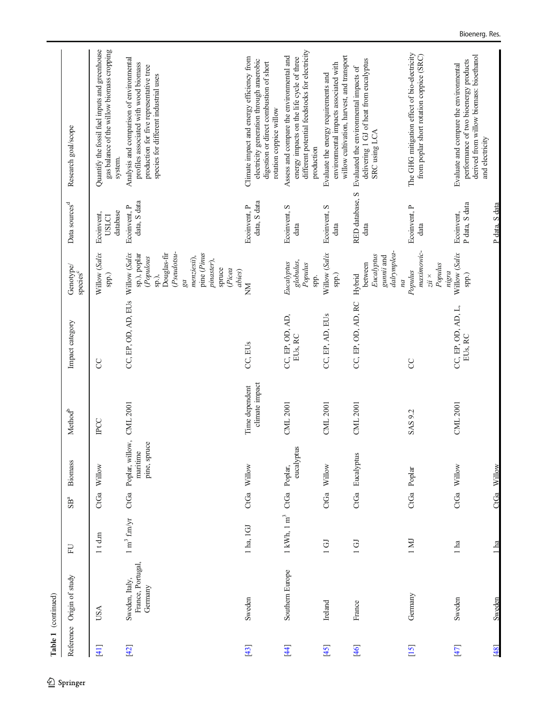**Table 1** (continued)

| Reference | Origin of study | FU | SB[a] | Biomass | Method[b] | Impact category | Genotype/species[c] | Data sources[d] | Research goal/scope |
|---|---|---|---|---|---|---|---|---|---|
| [41] | USA | 1 t d.m | CtGa | Willow | IPCC | CC | Willow (*Salix* spp.) | Ecoinvent, USLCI database | Quantify the fossil fuel inputs and greenhouse gas balance of the willow biomass cropping system. |
| [42] | Sweden, Italy, France, Portugal, Germany | 1 m³ f.m/yr | CtGa | Poplar, willow, maritime pine, spruce | CML 2001 | CC, EP, OD, AD, EUs | Willow (*Salix* sp.), poplar (*Populous* sp.), Douglas-fir (*Pseudotsuga menziesii*), pine (*Pinus pinaster*), spruce (*Picea abies*) | Ecoinvent, P data, S data | Analysis and comparison of environmental profiles associated with wood biomass production for five representative tree species for different industrial uses |
| [43] | Sweden | 1 ha, 1GJ | CtGa | Willow | Time dependent climate impact | CC, EUs | NM | Ecoinvent, P data, S data | Climate impact and energy efficiency from electricity generation through anaerobic digestion or direct combustion of short rotation coppice willow |
| [44] | Southern Europe | 1 kWh, 1 m³ | CtGa | Poplar, eucalyptus | CML 2001 | CC, EP, OD, AD, EUs, RC | *Eucalyptus globulus*, *Populus* spp. | Ecoinvent, S data | Assess and compare the environmental and energy impacts on the life cycle of three different potential feedstocks for electricity production |
| [45] | Ireland | 1 GJ | CtGa | Willow | CML 2001 | CC, EP, AD, EUs | Willow (*Salix* spp.) | Ecoinvent, S data | Evaluate the energy requirements and environmental impacts associated with willow cultivation, harvest, and transport |
| [46] | France | 1 GJ | CtGa | Eucalyptus | CML 2001 | CC, EP, OD, AD, RC | Hybrid between *Eucalyptus gunnii* and *dalrympleana* | RED database, S data | Evaluated the environmental impacts of delivering 1 GJ of heat from eucalyptus SRC using LCA |
| [15] | Germany | 1 MJ | CtGa | Poplar | SAS 9.2 | CC | *Populus maximowiczii* × *Populus nigra* | Ecoinvent, P data | The GHG mitigation effect of bio-electricity from poplar short rotation coppice (SRC) |
| [47] | Sweden | 1 ha | CtGa | Willow | CML 2001 | CC, EP, OD, AD, L, EUs, RC | Willow (*Salix* spp.) | Ecoinvent, P data, S data | Evaluate and compare the environmental performance of two bioenergy products derived from willow biomass: bioethanol and electricity |
| [48] | Sweden | 1 ha | CtGa | Willow | | | | P data, S data | |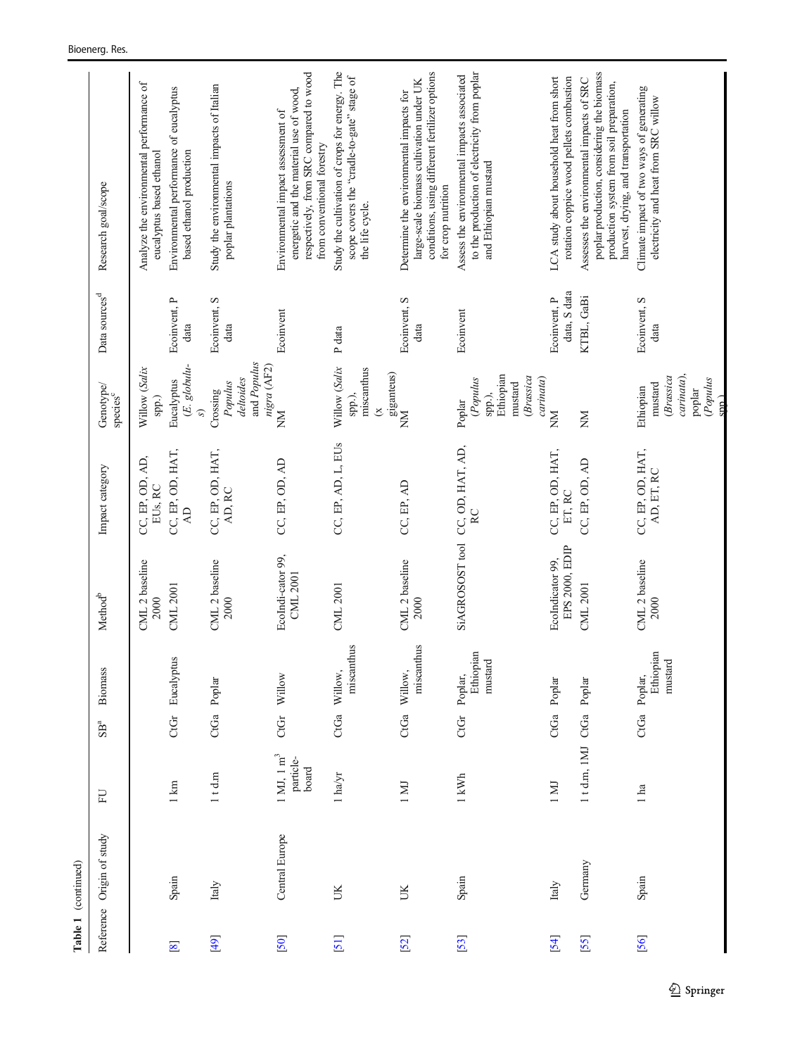Table 1 (continued)

| Reference | Origin of study | FU | SB[a] | Biomass | Method[b] | Impact category | Genotype/ species[c] | Data sources[d] | Research goal/scope |
|---|---|---|---|---|---|---|---|---|---|
| | | | | | CML 2 baseline 2000 | CC, EP, OD, AD, EUs, RC | Willow (*Salix* spp.) | | Analyze the environmental performance of eucalyptus based ethanol |
| [8] | Spain | 1 km | CtGr | Eucalyptus | CML 2001 | CC, EP, OD, HAT, AD | Eucalyptus (*E. globulus*) | Ecoinvent, P data | Environmental performance of eucalyptus based ethanol production |
| [49] | Italy | 1 t d.m | CtGa | Poplar | CML 2 baseline 2000 | CC, EP, OD, HAT, AD, RC | Crossing *Populus deltoides* and *Populus nigra* (AF2) | Ecoinvent, S data | Study the environmental impacts of Italian poplar plantations |
| [50] | Central Europe | 1 MJ, 1 $m^3$ particle-board | CtGr | Willow | EcoIndi-cator 99, CML 2001 | CC, EP, OD, AD | NM | Ecoinvent | Environmental impact assessment of energetic and the material use of wood, respectively, from SRC compared to wood from conventional forestry |
| [51] | UK | 1 ha/yr | CtGa | Willow, miscanthus | CML 2001 | CC, EP, AD, L, EUs | Willow (*Salix* spp.), miscanthus (× giganteus) | P data | Study the cultivation of crops for energy. The scope covers the "cradle-to-gate" stage of the life cycle. |
| [52] | UK | 1 MJ | CtGa | Willow, miscanthus | CML 2 baseline 2000 | CC, EP, AD | NM | Ecoinvent, S data | Determine the environmental impacts for large-scale biomass cultivation under UK conditions, using different fertilizer options for crop nutrition |
| [53] | Spain | 1 kWh | CtGr | Poplar, Ethiopian mustard | SiAGROSOST tool | CC, OD, HAT, AD, RC | Poplar (*Populus* spp.), Ethiopian mustard (*Brassica carinata*) | Ecoinvent | Assess the environmental impacts associated to the production of electricity from poplar and Ethiopian mustard |
| [54] | Italy | 1 MJ | CtGa | Poplar | EcoIndicator 99, EPS 2000, EDIP | CC, EP, OD, HAT, ET, RC | NM | Ecoinvent, P data, S data | LCA study about household heat from short rotation coppice wood pellets combustion |
| [55] | Germany | 1 t d.m, 1MJ | CtGa | Poplar | CML 2001 | CC, EP, OD, AD | NM | KTBL, GaBi | Assesses the environmental impacts of SRC poplar production, considering the biomass production system from soil preparation, harvest, drying, and transportation |
| [56] | Spain | 1 ha | CtGa | Poplar, Ethiopian mustard | CML 2 baseline 2000 | CC, EP, OD, HAT, AD, ET, RC | Ethiopian mustard (*Brassica carinata*), poplar (*Populus* spp.) | Ecoinvent, S data | Climate impact of two ways of generating electricity and heat from SRC willow |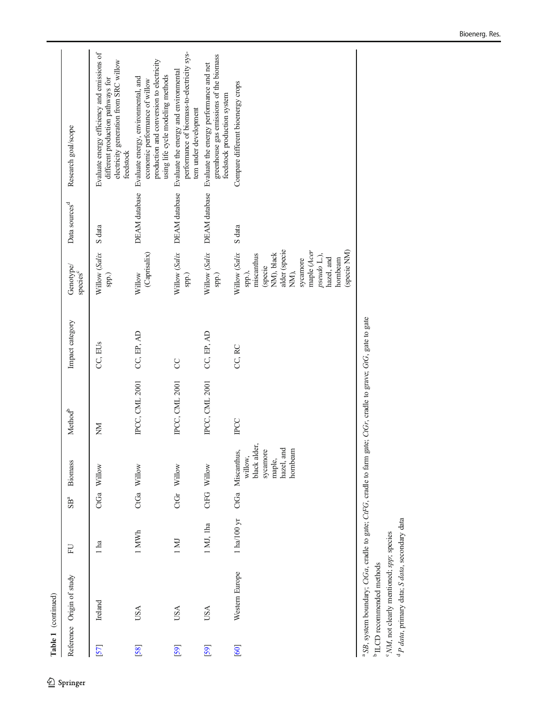Table 1 (continued)

| Reference | Origin of study | FU | SB[a] | Biomass | Method[b] | Impact category | Genotype/ species[c] | Data sources[d] | Research goal/scope |
|---|---|---|---|---|---|---|---|---|---|
| [57] | Ireland | 1 ha | CtGa | Willow | NM | CC, EUs | Willow (*Salix* spp.) | S data | Evaluate energy efficiency and emissions of different production pathways for electricity generation from SRC willow feedstock |
| [58] | USA | 1 MWh | CtGa | Willow | IPCC, CML 2001 | CC, EP, AD | Willow (Caprisalix) | DEAM database | Evaluate energy, environmental, and economic performance of willow production and conversion to electricity using life cycle modeling methods |
| [59] | USA | 1 MJ | CtGr | Willow | IPCC, CML 2001 | CC | Willow (*Salix* spp.) | DEAM database | Evaluate the energy and environmental performance of biomass-to-electricity system under development |
| [59] | USA | 1 MJ, 1ha | CtFG | Willow | IPCC, CML 2001 | CC, EP, AD | Willow (*Salix* spp.) | DEAM database | Evaluate the energy performance and net greenhouse gas emissions of the biomass feedstock production system |
| [60] | Western Europe | 1 ha/100 yr | CtGa | Miscanthus, willow, black alder, sycamore maple, hazel, and hornbeam | IPCC | CC, RC | Willow (*Salix* spp.), miscanthus (specie NM), black alder (specie NM), sycamore maple (*Acer pseudo* L.), hazel, and hornbeam (specie NM) | S data | Compare different bioenergy crops |

[a] *SB*, system boundary; *CtGa*, cradle to gate; *CtFG*, cradle to farm gate; *CtGr*, cradle to grave; *GtG*, gate to gate

[b] ILCD recommended methods

[c] *NM*, not clearly mentioned; *spp*; species

[d] *P data*, primary data; *S data*, secondary data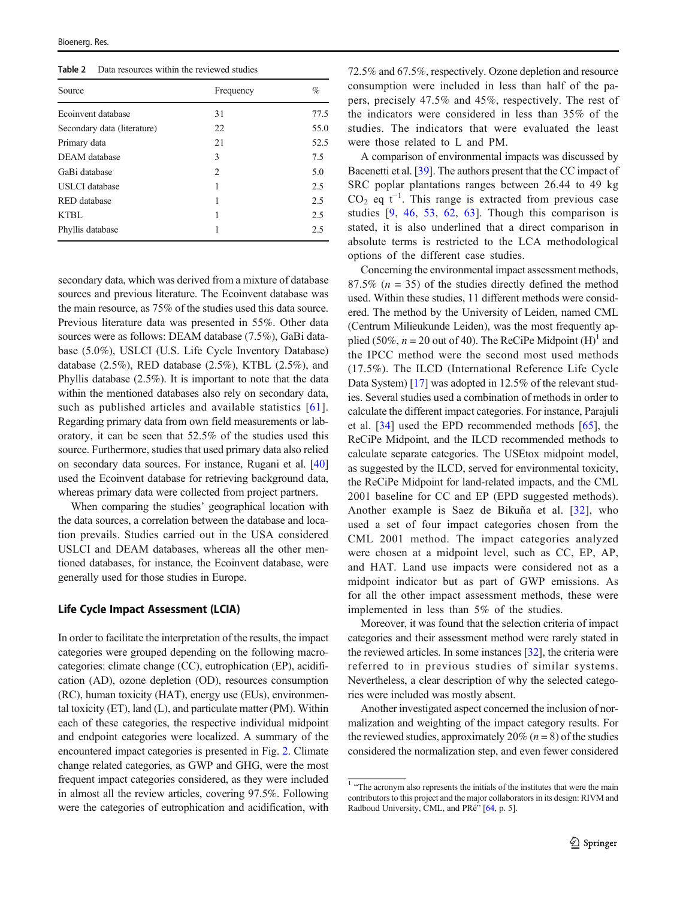Table 2 Data resources within the reviewed studies

| Source | Frequency | % |
|---|---|---|
| Ecoinvent database | 31 | 77.5 |
| Secondary data (literature) | 22 | 55.0 |
| Primary data | 21 | 52.5 |
| DEAM database | 3 | 7.5 |
| GaBi database | 2 | 5.0 |
| USLCI database | 1 | 2.5 |
| RED database | 1 | 2.5 |
| KTBL | 1 | 2.5 |
| Phyllis database | 1 | 2.5 |

secondary data, which was derived from a mixture of database sources and previous literature. The Ecoinvent database was the main resource, as 75% of the studies used this data source. Previous literature data was presented in 55%. Other data sources were as follows: DEAM database (7.5%), GaBi database (5.0%), USLCI (U.S. Life Cycle Inventory Database) database (2.5%), RED database (2.5%), KTBL (2.5%), and Phyllis database (2.5%). It is important to note that the data within the mentioned databases also rely on secondary data, such as published articles and available statistics [61]. Regarding primary data from own field measurements or laboratory, it can be seen that 52.5% of the studies used this source. Furthermore, studies that used primary data also relied on secondary data sources. For instance, Rugani et al. [40] used the Ecoinvent database for retrieving background data, whereas primary data were collected from project partners.

When comparing the studies' geographical location with the data sources, a correlation between the database and location prevails. Studies carried out in the USA considered USLCI and DEAM databases, whereas all the other mentioned databases, for instance, the Ecoinvent database, were generally used for those studies in Europe.

## Life Cycle Impact Assessment (LCIA)

In order to facilitate the interpretation of the results, the impact categories were grouped depending on the following macro-categories: climate change (CC), eutrophication (EP), acidification (AD), ozone depletion (OD), resources consumption (RC), human toxicity (HAT), energy use (EUs), environmental toxicity (ET), land (L), and particulate matter (PM). Within each of these categories, the respective individual midpoint and endpoint categories were localized. A summary of the encountered impact categories is presented in Fig. 2. Climate change related categories, as GWP and GHG, were the most frequent impact categories considered, as they were included in almost all the review articles, covering 97.5%. Following were the categories of eutrophication and acidification, with 72.5% and 67.5%, respectively. Ozone depletion and resource consumption were included in less than half of the papers, precisely 47.5% and 45%, respectively. The rest of the indicators were considered in less than 35% of the studies. The indicators that were evaluated the least were those related to L and PM.

A comparison of environmental impacts was discussed by Bacenetti et al. [39]. The authors present that the CC impact of SRC poplar plantations ranges between 26.44 to 49 kg $CO_2$ eq $t^{-1}$. This range is extracted from previous case studies [9, 46, 53, 62, 63]. Though this comparison is stated, it is also underlined that a direct comparison in absolute terms is restricted to the LCA methodological options of the different case studies.

Concerning the environmental impact assessment methods, 87.5% ($n$ = 35) of the studies directly defined the method used. Within these studies, 11 different methods were considered. The method by the University of Leiden, named CML (Centrum Milieukunde Leiden), was the most frequently applied (50%, $n$ = 20 out of 40). The ReCiPe Midpoint (H)[1] and the IPCC method were the second most used methods (17.5%). The ILCD (International Reference Life Cycle Data System) [17] was adopted in 12.5% of the relevant studies. Several studies used a combination of methods in order to calculate the different impact categories. For instance, Parajuli et al. [34] used the EPD recommended methods [65], the ReCiPe Midpoint, and the ILCD recommended methods to calculate separate categories. The USEtox midpoint model, as suggested by the ILCD, served for environmental toxicity, the ReCiPe Midpoint for land-related impacts, and the CML 2001 baseline for CC and EP (EPD suggested methods). Another example is Saez de Bikuña et al. [32], who used a set of four impact categories chosen from the CML 2001 method. The impact categories analyzed were chosen at a midpoint level, such as CC, EP, AP, and HAT. Land use impacts were considered not as a midpoint indicator but as part of GWP emissions. As for all the other impact assessment methods, these were implemented in less than 5% of the studies.

Moreover, it was found that the selection criteria of impact categories and their assessment method were rarely stated in the reviewed articles. In some instances [32], the criteria were referred to in previous studies of similar systems. Nevertheless, a clear description of why the selected categories were included was mostly absent.

Another investigated aspect concerned the inclusion of normalization and weighting of the impact category results. For the reviewed studies, approximately 20% ($n$ = 8) of the studies considered the normalization step, and even fewer considered

[1] "The acronym also represents the initials of the institutes that were the main contributors to this project and the major collaborators in its design: RIVM and Radboud University, CML, and PRé" [64, p. 5].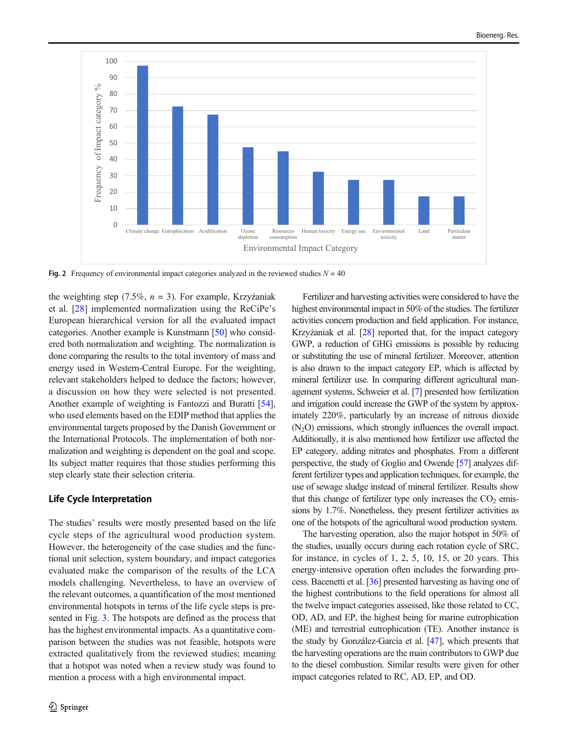Fig. 2 Frequency of environmental impact categories analyzed in the reviewed studies $N = 40$

the weighting step (7.5%, $n = 3$). For example, Krzyżaniak et al. [28] implemented normalization using the ReCiPe's European hierarchical version for all the evaluated impact categories. Another example is Kunstmann [50] who considered both normalization and weighting. The normalization is done comparing the results to the total inventory of mass and energy used in Western-Central Europe. For the weighting, relevant stakeholders helped to deduce the factors; however, a discussion on how they were selected is not presented. Another example of weighting is Fantozzi and Buratti [54], who used elements based on the EDIP method that applies the environmental targets proposed by the Danish Government or the International Protocols. The implementation of both normalization and weighting is dependent on the goal and scope. Its subject matter requires that those studies performing this step clearly state their selection criteria.

### Life Cycle Interpretation

The studies' results were mostly presented based on the life cycle steps of the agricultural wood production system. However, the heterogeneity of the case studies and the functional unit selection, system boundary, and impact categories evaluated make the comparison of the results of the LCA models challenging. Nevertheless, to have an overview of the relevant outcomes, a quantification of the most mentioned environmental hotspots in terms of the life cycle steps is presented in Fig. 3. The hotspots are defined as the process that has the highest environmental impacts. As a quantitative comparison between the studies was not feasible, hotspots were extracted qualitatively from the reviewed studies; meaning that a hotspot was noted when a review study was found to mention a process with a high environmental impact.

Fertilizer and harvesting activities were considered to have the highest environmental impact in 50% of the studies. The fertilizer activities concern production and field application. For instance, Krzyżaniak et al. [28] reported that, for the impact category GWP, a reduction of GHG emissions is possible by reducing or substituting the use of mineral fertilizer. Moreover, attention is also drawn to the impact category EP, which is affected by mineral fertilizer use. In comparing different agricultural management systems, Schweier et al. [7] presented how fertilization and irrigation could increase the GWP of the system by approximately 220%, particularly by an increase of nitrous dioxide ($N_2O$) emissions, which strongly influences the overall impact. Additionally, it is also mentioned how fertilizer use affected the EP category, adding nitrates and phosphates. From a different perspective, the study of Goglio and Owende [57] analyzes different fertilizer types and application techniques, for example, the use of sewage sludge instead of mineral fertilizer. Results show that this change of fertilizer type only increases the $CO_2$ emissions by 1.7%. Nonetheless, they present fertilizer activities as one of the hotspots of the agricultural wood production system.

The harvesting operation, also the major hotspot in 50% of the studies, usually occurs during each rotation cycle of SRC, for instance, in cycles of 1, 2, 5, 10, 15, or 20 years. This energy-intensive operation often includes the forwarding process. Bacenetti et al. [36] presented harvesting as having one of the highest contributions to the field operations for almost all the twelve impact categories assessed, like those related to CC, OD, AD, and EP, the highest being for marine eutrophication (ME) and terrestrial eutrophication (TE). Another instance is the study by González-García et al. [47], which presents that the harvesting operations are the main contributors to GWP due to the diesel combustion. Similar results were given for other impact categories related to RC, AD, EP, and OD.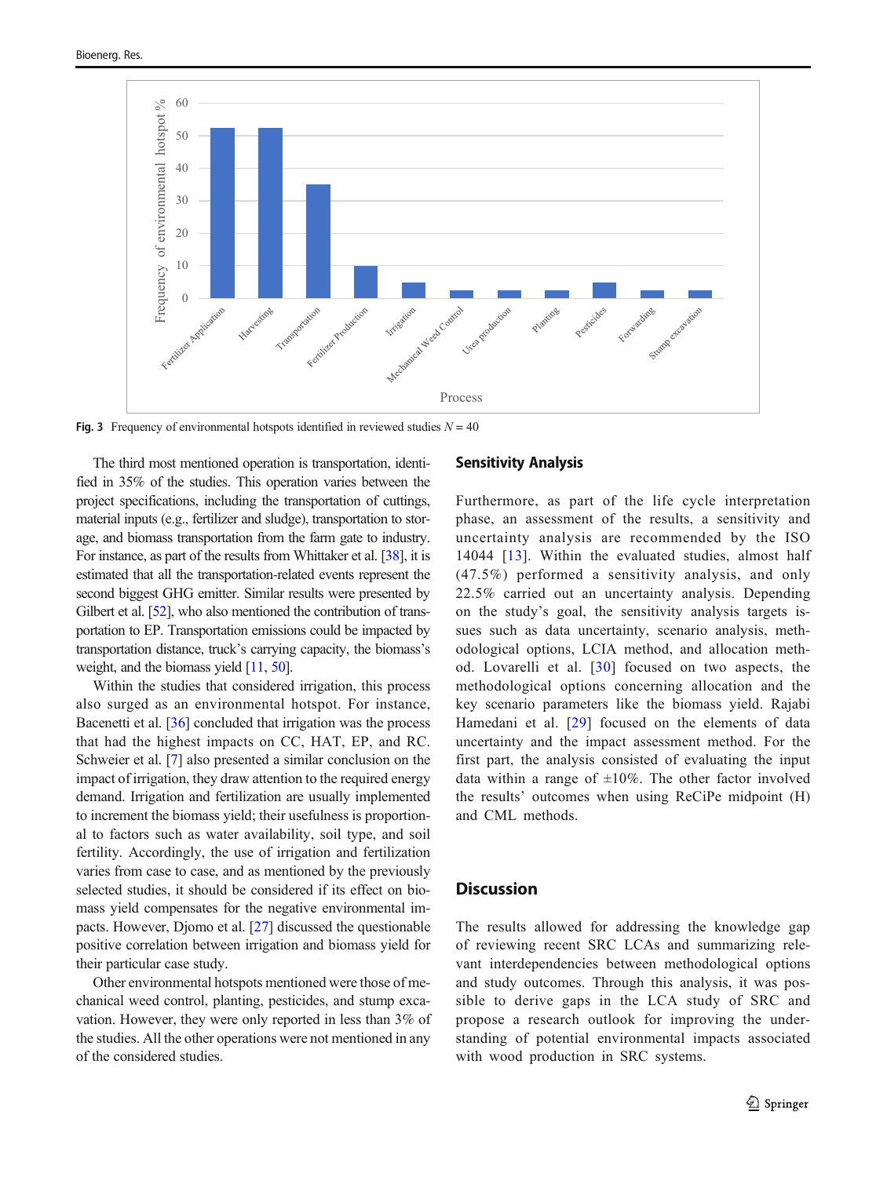Fig. 3 Frequency of environmental hotspots identified in reviewed studies $N = 40$

The third most mentioned operation is transportation, identified in 35% of the studies. This operation varies between the project specifications, including the transportation of cuttings, material inputs (e.g., fertilizer and sludge), transportation to storage, and biomass transportation from the farm gate to industry. For instance, as part of the results from Whittaker et al. [38], it is estimated that all the transportation-related events represent the second biggest GHG emitter. Similar results were presented by Gilbert et al. [52], who also mentioned the contribution of transportation to EP. Transportation emissions could be impacted by transportation distance, truck's carrying capacity, the biomass's weight, and the biomass yield [11, 50].

Within the studies that considered irrigation, this process also surged as an environmental hotspot. For instance, Bacenetti et al. [36] concluded that irrigation was the process that had the highest impacts on CC, HAT, EP, and RC. Schweier et al. [7] also presented a similar conclusion on the impact of irrigation, they draw attention to the required energy demand. Irrigation and fertilization are usually implemented to increment the biomass yield; their usefulness is proportional to factors such as water availability, soil type, and soil fertility. Accordingly, the use of irrigation and fertilization varies from case to case, and as mentioned by the previously selected studies, it should be considered if its effect on biomass yield compensates for the negative environmental impacts. However, Djomo et al. [27] discussed the questionable positive correlation between irrigation and biomass yield for their particular case study.

Other environmental hotspots mentioned were those of mechanical weed control, planting, pesticides, and stump excavation. However, they were only reported in less than 3% of the studies. All the other operations were not mentioned in any of the considered studies.

## Sensitivity Analysis

Furthermore, as part of the life cycle interpretation phase, an assessment of the results, a sensitivity and uncertainty analysis are recommended by the ISO 14044 [13]. Within the evaluated studies, almost half (47.5%) performed a sensitivity analysis, and only 22.5% carried out an uncertainty analysis. Depending on the study's goal, the sensitivity analysis targets issues such as data uncertainty, scenario analysis, methodological options, LCIA method, and allocation method. Lovarelli et al. [30] focused on two aspects, the methodological options concerning allocation and the key scenario parameters like the biomass yield. Rajabi Hamedani et al. [29] focused on the elements of data uncertainty and the impact assessment method. For the first part, the analysis consisted of evaluating the input data within a range of ±10%. The other factor involved the results' outcomes when using ReCiPe midpoint (H) and CML methods.

# Discussion

The results allowed for addressing the knowledge gap of reviewing recent SRC LCAs and summarizing relevant interdependencies between methodological options and study outcomes. Through this analysis, it was possible to derive gaps in the LCA study of SRC and propose a research outlook for improving the understanding of potential environmental impacts associated with wood production in SRC systems.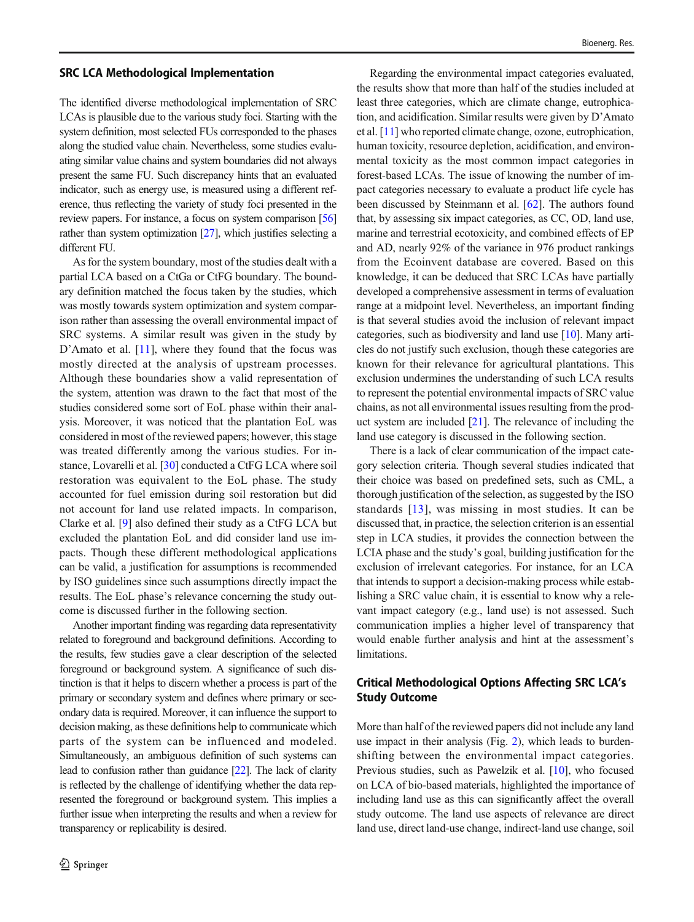### SRC LCA Methodological Implementation

The identified diverse methodological implementation of SRC LCAs is plausible due to the various study foci. Starting with the system definition, most selected FUs corresponded to the phases along the studied value chain. Nevertheless, some studies evaluating similar value chains and system boundaries did not always present the same FU. Such discrepancy hints that an evaluated indicator, such as energy use, is measured using a different reference, thus reflecting the variety of study foci presented in the review papers. For instance, a focus on system comparison [56] rather than system optimization [27], which justifies selecting a different FU.

As for the system boundary, most of the studies dealt with a partial LCA based on a CtGa or CtFG boundary. The boundary definition matched the focus taken by the studies, which was mostly towards system optimization and system comparison rather than assessing the overall environmental impact of SRC systems. A similar result was given in the study by D'Amato et al. [11], where they found that the focus was mostly directed at the analysis of upstream processes. Although these boundaries show a valid representation of the system, attention was drawn to the fact that most of the studies considered some sort of EoL phase within their analysis. Moreover, it was noticed that the plantation EoL was considered in most of the reviewed papers; however, this stage was treated differently among the various studies. For instance, Lovarelli et al. [30] conducted a CtFG LCA where soil restoration was equivalent to the EoL phase. The study accounted for fuel emission during soil restoration but did not account for land use related impacts. In comparison, Clarke et al. [9] also defined their study as a CtFG LCA but excluded the plantation EoL and did consider land use impacts. Though these different methodological applications can be valid, a justification for assumptions is recommended by ISO guidelines since such assumptions directly impact the results. The EoL phase's relevance concerning the study outcome is discussed further in the following section.

Another important finding was regarding data representativity related to foreground and background definitions. According to the results, few studies gave a clear description of the selected foreground or background system. A significance of such distinction is that it helps to discern whether a process is part of the primary or secondary system and defines where primary or secondary data is required. Moreover, it can influence the support to decision making, as these definitions help to communicate which parts of the system can be influenced and modeled. Simultaneously, an ambiguous definition of such systems can lead to confusion rather than guidance [22]. The lack of clarity is reflected by the challenge of identifying whether the data represented the foreground or background system. This implies a further issue when interpreting the results and when a review for transparency or replicability is desired.

Regarding the environmental impact categories evaluated, the results show that more than half of the studies included at least three categories, which are climate change, eutrophication, and acidification. Similar results were given by D'Amato et al. [11] who reported climate change, ozone, eutrophication, human toxicity, resource depletion, acidification, and environmental toxicity as the most common impact categories in forest-based LCAs. The issue of knowing the number of impact categories necessary to evaluate a product life cycle has been discussed by Steinmann et al. [62]. The authors found that, by assessing six impact categories, as CC, OD, land use, marine and terrestrial ecotoxicity, and combined effects of EP and AD, nearly 92% of the variance in 976 product rankings from the Ecoinvent database are covered. Based on this knowledge, it can be deduced that SRC LCAs have partially developed a comprehensive assessment in terms of evaluation range at a midpoint level. Nevertheless, an important finding is that several studies avoid the inclusion of relevant impact categories, such as biodiversity and land use [10]. Many articles do not justify such exclusion, though these categories are known for their relevance for agricultural plantations. This exclusion undermines the understanding of such LCA results to represent the potential environmental impacts of SRC value chains, as not all environmental issues resulting from the product system are included [21]. The relevance of including the land use category is discussed in the following section.

There is a lack of clear communication of the impact category selection criteria. Though several studies indicated that their choice was based on predefined sets, such as CML, a thorough justification of the selection, as suggested by the ISO standards [13], was missing in most studies. It can be discussed that, in practice, the selection criterion is an essential step in LCA studies, it provides the connection between the LCIA phase and the study's goal, building justification for the exclusion of irrelevant categories. For instance, for an LCA that intends to support a decision-making process while establishing a SRC value chain, it is essential to know why a relevant impact category (e.g., land use) is not assessed. Such communication implies a higher level of transparency that would enable further analysis and hint at the assessment's limitations.

### Critical Methodological Options Affecting SRC LCA's Study Outcome

More than half of the reviewed papers did not include any land use impact in their analysis (Fig. 2), which leads to burden-shifting between the environmental impact categories. Previous studies, such as Pawelzik et al. [10], who focused on LCA of bio-based materials, highlighted the importance of including land use as this can significantly affect the overall study outcome. The land use aspects of relevance are direct land use, direct land-use change, indirect-land use change, soil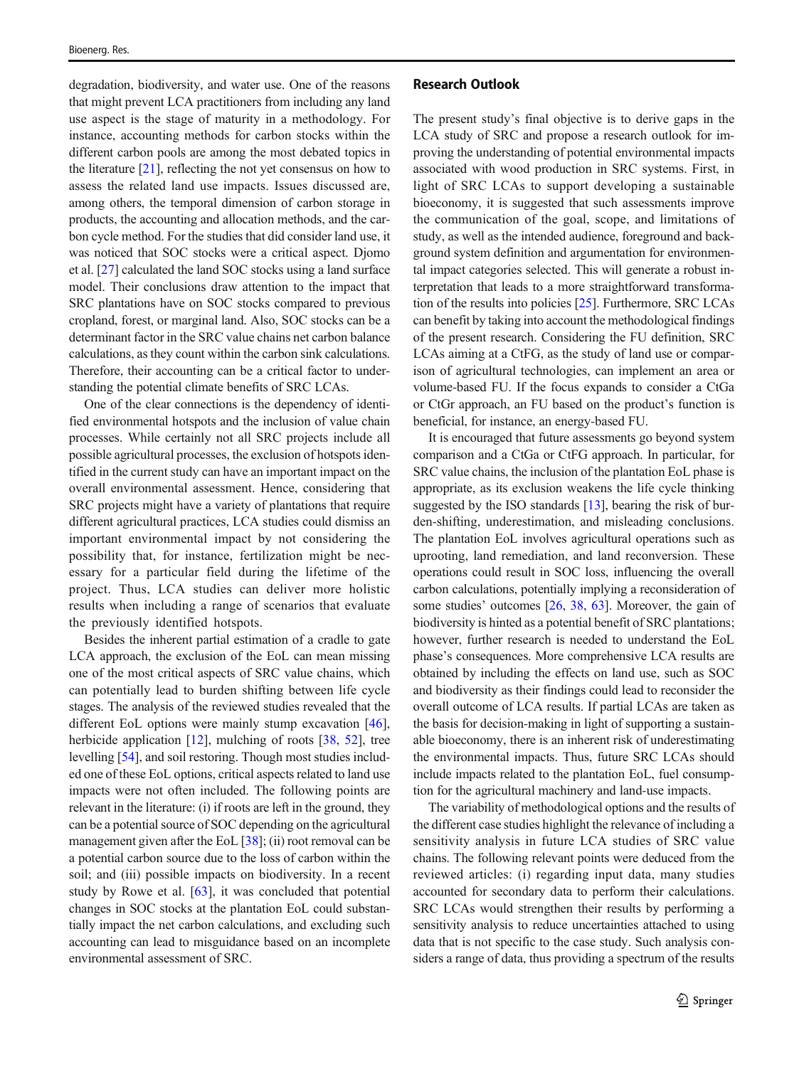degradation, biodiversity, and water use. One of the reasons that might prevent LCA practitioners from including any land use aspect is the stage of maturity in a methodology. For instance, accounting methods for carbon stocks within the different carbon pools are among the most debated topics in the literature [21], reflecting the not yet consensus on how to assess the related land use impacts. Issues discussed are, among others, the temporal dimension of carbon storage in products, the accounting and allocation methods, and the carbon cycle method. For the studies that did consider land use, it was noticed that SOC stocks were a critical aspect. Djomo et al. [27] calculated the land SOC stocks using a land surface model. Their conclusions draw attention to the impact that SRC plantations have on SOC stocks compared to previous cropland, forest, or marginal land. Also, SOC stocks can be a determinant factor in the SRC value chains net carbon balance calculations, as they count within the carbon sink calculations. Therefore, their accounting can be a critical factor to understanding the potential climate benefits of SRC LCAs.

One of the clear connections is the dependency of identified environmental hotspots and the inclusion of value chain processes. While certainly not all SRC projects include all possible agricultural processes, the exclusion of hotspots identified in the current study can have an important impact on the overall environmental assessment. Hence, considering that SRC projects might have a variety of plantations that require different agricultural practices, LCA studies could dismiss an important environmental impact by not considering the possibility that, for instance, fertilization might be necessary for a particular field during the lifetime of the project. Thus, LCA studies can deliver more holistic results when including a range of scenarios that evaluate the previously identified hotspots.

Besides the inherent partial estimation of a cradle to gate LCA approach, the exclusion of the EoL can mean missing one of the most critical aspects of SRC value chains, which can potentially lead to burden shifting between life cycle stages. The analysis of the reviewed studies revealed that the different EoL options were mainly stump excavation [46], herbicide application [12], mulching of roots [38, 52], tree levelling [54], and soil restoring. Though most studies included one of these EoL options, critical aspects related to land use impacts were not often included. The following points are relevant in the literature: (i) if roots are left in the ground, they can be a potential source of SOC depending on the agricultural management given after the EoL [38]; (ii) root removal can be a potential carbon source due to the loss of carbon within the soil; and (iii) possible impacts on biodiversity. In a recent study by Rowe et al. [63], it was concluded that potential changes in SOC stocks at the plantation EoL could substantially impact the net carbon calculations, and excluding such accounting can lead to misguidance based on an incomplete environmental assessment of SRC.

## Research Outlook

The present study's final objective is to derive gaps in the LCA study of SRC and propose a research outlook for improving the understanding of potential environmental impacts associated with wood production in SRC systems. First, in light of SRC LCAs to support developing a sustainable bioeconomy, it is suggested that such assessments improve the communication of the goal, scope, and limitations of study, as well as the intended audience, foreground and background system definition and argumentation for environmental impact categories selected. This will generate a robust interpretation that leads to a more straightforward transformation of the results into policies [25]. Furthermore, SRC LCAs can benefit by taking into account the methodological findings of the present research. Considering the FU definition, SRC LCAs aiming at a CtFG, as the study of land use or comparison of agricultural technologies, can implement an area or volume-based FU. If the focus expands to consider a CtGa or CtGr approach, an FU based on the product's function is beneficial, for instance, an energy-based FU.

It is encouraged that future assessments go beyond system comparison and a CtGa or CtFG approach. In particular, for SRC value chains, the inclusion of the plantation EoL phase is appropriate, as its exclusion weakens the life cycle thinking suggested by the ISO standards [13], bearing the risk of burden-shifting, underestimation, and misleading conclusions. The plantation EoL involves agricultural operations such as uprooting, land remediation, and land reconversion. These operations could result in SOC loss, influencing the overall carbon calculations, potentially implying a reconsideration of some studies' outcomes [26, 38, 63]. Moreover, the gain of biodiversity is hinted as a potential benefit of SRC plantations; however, further research is needed to understand the EoL phase's consequences. More comprehensive LCA results are obtained by including the effects on land use, such as SOC and biodiversity as their findings could lead to reconsider the overall outcome of LCA results. If partial LCAs are taken as the basis for decision-making in light of supporting a sustainable bioeconomy, there is an inherent risk of underestimating the environmental impacts. Thus, future SRC LCAs should include impacts related to the plantation EoL, fuel consumption for the agricultural machinery and land-use impacts.

The variability of methodological options and the results of the different case studies highlight the relevance of including a sensitivity analysis in future LCA studies of SRC value chains. The following relevant points were deduced from the reviewed articles: (i) regarding input data, many studies accounted for secondary data to perform their calculations. SRC LCAs would strengthen their results by performing a sensitivity analysis to reduce uncertainties attached to using data that is not specific to the case study. Such analysis considers a range of data, thus providing a spectrum of the results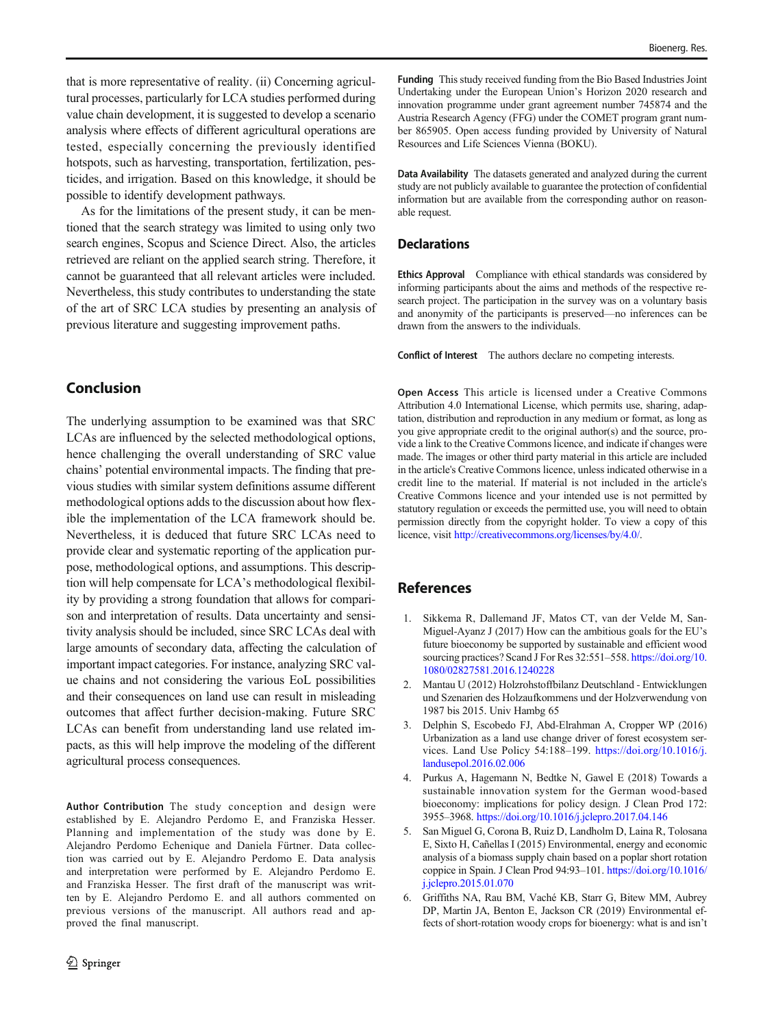that is more representative of reality. (ii) Concerning agricultural processes, particularly for LCA studies performed during value chain development, it is suggested to develop a scenario analysis where effects of different agricultural operations are tested, especially concerning the previously identified hotspots, such as harvesting, transportation, fertilization, pesticides, and irrigation. Based on this knowledge, it should be possible to identify development pathways.

As for the limitations of the present study, it can be mentioned that the search strategy was limited to using only two search engines, Scopus and Science Direct. Also, the articles retrieved are reliant on the applied search string. Therefore, it cannot be guaranteed that all relevant articles were included. Nevertheless, this study contributes to understanding the state of the art of SRC LCA studies by presenting an analysis of previous literature and suggesting improvement paths.

## Conclusion

The underlying assumption to be examined was that SRC LCAs are influenced by the selected methodological options, hence challenging the overall understanding of SRC value chains' potential environmental impacts. The finding that previous studies with similar system definitions assume different methodological options adds to the discussion about how flexible the implementation of the LCA framework should be. Nevertheless, it is deduced that future SRC LCAs need to provide clear and systematic reporting of the application purpose, methodological options, and assumptions. This description will help compensate for LCA's methodological flexibility by providing a strong foundation that allows for comparison and interpretation of results. Data uncertainty and sensitivity analysis should be included, since SRC LCAs deal with large amounts of secondary data, affecting the calculation of important impact categories. For instance, analyzing SRC value chains and not considering the various EoL possibilities and their consequences on land use can result in misleading outcomes that affect further decision-making. Future SRC LCAs can benefit from understanding land use related impacts, as this will help improve the modeling of the different agricultural process consequences.

**Author Contribution** The study conception and design were established by E. Alejandro Perdomo E, and Franziska Hesser. Planning and implementation of the study was done by E. Alejandro Perdomo Echenique and Daniela Fürtner. Data collection was carried out by E. Alejandro Perdomo E. Data analysis and interpretation were performed by E. Alejandro Perdomo E. and Franziska Hesser. The first draft of the manuscript was written by E. Alejandro Perdomo E. and all authors commented on previous versions of the manuscript. All authors read and approved the final manuscript.

**Funding** This study received funding from the Bio Based Industries Joint Undertaking under the European Union's Horizon 2020 research and innovation programme under grant agreement number 745874 and the Austria Research Agency (FFG) under the COMET program grant number 865905. Open access funding provided by University of Natural Resources and Life Sciences Vienna (BOKU).

**Data Availability** The datasets generated and analyzed during the current study are not publicly available to guarantee the protection of confidential information but are available from the corresponding author on reasonable request.

## Declarations

**Ethics Approval** Compliance with ethical standards was considered by informing participants about the aims and methods of the respective research project. The participation in the survey was on a voluntary basis and anonymity of the participants is preserved—no inferences can be drawn from the answers to the individuals.

**Conflict of Interest** The authors declare no competing interests.

**Open Access** This article is licensed under a Creative Commons Attribution 4.0 International License, which permits use, sharing, adaptation, distribution and reproduction in any medium or format, as long as you give appropriate credit to the original author(s) and the source, provide a link to the Creative Commons licence, and indicate if changes were made. The images or other third party material in this article are included in the article's Creative Commons licence, unless indicated otherwise in a credit line to the material. If material is not included in the article's Creative Commons licence and your intended use is not permitted by statutory regulation or exceeds the permitted use, you will need to obtain permission directly from the copyright holder. To view a copy of this licence, visit http://creativecommons.org/licenses/by/4.0/.

## References

1. Sikkema R, Dallemand JF, Matos CT, van der Velde M, San-Miguel-Ayanz J (2017) How can the ambitious goals for the EU's future bioeconomy be supported by sustainable and efficient wood sourcing practices? Scand J For Res 32:551–558. https://doi.org/10.1080/02827581.2016.1240228
2. Mantau U (2012) Holzrohstoffbilanz Deutschland - Entwicklungen und Szenarien des Holzaufkommens und der Holzverwendung von 1987 bis 2015. Univ Hambg 65
3. Delphin S, Escobedo FJ, Abd-Elrahman A, Cropper WP (2016) Urbanization as a land use change driver of forest ecosystem services. Land Use Policy 54:188–199. https://doi.org/10.1016/j.landusepol.2016.02.006
4. Purkus A, Hagemann N, Bedtke N, Gawel E (2018) Towards a sustainable innovation system for the German wood-based bioeconomy: implications for policy design. J Clean Prod 172: 3955–3968. https://doi.org/10.1016/j.jclepro.2017.04.146
5. San Miguel G, Corona B, Ruiz D, Landholm D, Laina R, Tolosana E, Sixto H, Cañellas I (2015) Environmental, energy and economic analysis of a biomass supply chain based on a poplar short rotation coppice in Spain. J Clean Prod 94:93–101. https://doi.org/10.1016/j.jclepro.2015.01.070
6. Griffiths NA, Rau BM, Vaché KB, Starr G, Bitew MM, Aubrey DP, Martin JA, Benton E, Jackson CR (2019) Environmental effects of short-rotation woody crops for bioenergy: what is and isn't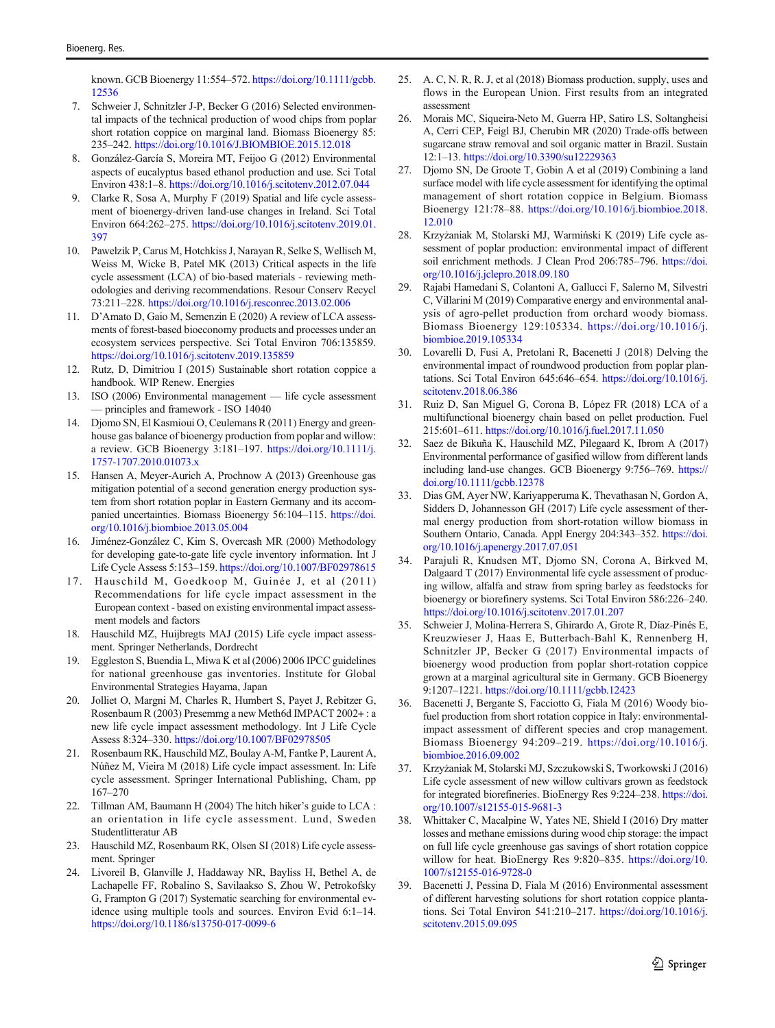known. GCB Bioenergy 11:554–572. https://doi.org/10.1111/gcbb.12536

7. Schweier J, Schnitzler J-P, Becker G (2016) Selected environmental impacts of the technical production of wood chips from poplar short rotation coppice on marginal land. Biomass Bioenergy 85: 235–242. https://doi.org/10.1016/J.BIOMBIOE.2015.12.018
8. González-García S, Moreira MT, Feijoo G (2012) Environmental aspects of eucalyptus based ethanol production and use. Sci Total Environ 438:1–8. https://doi.org/10.1016/j.scitotenv.2012.07.044
9. Clarke R, Sosa A, Murphy F (2019) Spatial and life cycle assessment of bioenergy-driven land-use changes in Ireland. Sci Total Environ 664:262–275. https://doi.org/10.1016/j.scitotenv.2019.01.397
10. Pawelzik P, Carus M, Hotchkiss J, Narayan R, Selke S, Wellisch M, Weiss M, Wicke B, Patel MK (2013) Critical aspects in the life cycle assessment (LCA) of bio-based materials - reviewing methodologies and deriving recommendations. Resour Conserv Recycl 73:211–228. https://doi.org/10.1016/j.resconrec.2013.02.006
11. D'Amato D, Gaio M, Semenzin E (2020) A review of LCA assessments of forest-based bioeconomy products and processes under an ecosystem services perspective. Sci Total Environ 706:135859. https://doi.org/10.1016/j.scitotenv.2019.135859
12. Rutz, D, Dimitriou I (2015) Sustainable short rotation coppice a handbook. WIP Renew. Energies
13. ISO (2006) Environmental management — life cycle assessment — principles and framework - ISO 14040
14. Djomo SN, El Kasmioui O, Ceulemans R (2011) Energy and greenhouse gas balance of bioenergy production from poplar and willow: a review. GCB Bioenergy 3:181–197. https://doi.org/10.1111/j.1757-1707.2010.01073.x
15. Hansen A, Meyer-Aurich A, Prochnow A (2013) Greenhouse gas mitigation potential of a second generation energy production system from short rotation poplar in Eastern Germany and its accompanied uncertainties. Biomass Bioenergy 56:104–115. https://doi.org/10.1016/j.biombioe.2013.05.004
16. Jiménez-González C, Kim S, Overcash MR (2000) Methodology for developing gate-to-gate life cycle inventory information. Int J Life Cycle Assess 5:153–159. https://doi.org/10.1007/BF02978615
17. Hauschild M, Goedkoop M, Guinée J, et al (2011) Recommendations for life cycle impact assessment in the European context - based on existing environmental impact assessment models and factors
18. Hauschild MZ, Huijbregts MAJ (2015) Life cycle impact assessment. Springer Netherlands, Dordrecht
19. Eggleston S, Buendia L, Miwa K et al (2006) 2006 IPCC guidelines for national greenhouse gas inventories. Institute for Global Environmental Strategies Hayama, Japan
20. Jolliet O, Margni M, Charles R, Humbert S, Payet J, Rebitzer G, Rosenbaum R (2003) Presemmg a new Meth6d IMPACT 2002+ : a new life cycle impact assessment methodology. Int J Life Cycle Assess 8:324–330. https://doi.org/10.1007/BF02978505
21. Rosenbaum RK, Hauschild MZ, Boulay A-M, Fantke P, Laurent A, Núñez M, Vieira M (2018) Life cycle impact assessment. In: Life cycle assessment. Springer International Publishing, Cham, pp 167–270
22. Tillman AM, Baumann H (2004) The hitch hiker's guide to LCA : an orientation in life cycle assessment. Lund, Sweden Studentlitteratur AB
23. Hauschild MZ, Rosenbaum RK, Olsen SI (2018) Life cycle assessment. Springer
24. Livoreil B, Glanville J, Haddaway NR, Bayliss H, Bethel A, de Lachapelle FF, Robalino S, Savilaakso S, Zhou W, Petrokofsky G, Frampton G (2017) Systematic searching for environmental evidence using multiple tools and sources. Environ Evid 6:1–14. https://doi.org/10.1186/s13750-017-0099-6
25. A. C, N. R, R. J, et al (2018) Biomass production, supply, uses and flows in the European Union. First results from an integrated assessment
26. Morais MC, Siqueira-Neto M, Guerra HP, Satiro LS, Soltangheisi A, Cerri CEP, Feigl BJ, Cherubin MR (2020) Trade-offs between sugarcane straw removal and soil organic matter in Brazil. Sustain 12:1–13. https://doi.org/10.3390/su12229363
27. Djomo SN, De Groote T, Gobin A et al (2019) Combining a land surface model with life cycle assessment for identifying the optimal management of short rotation coppice in Belgium. Biomass Bioenergy 121:78–88. https://doi.org/10.1016/j.biombioe.2018.12.010
28. Krzyżaniak M, Stolarski MJ, Warmiński K (2019) Life cycle assessment of poplar production: environmental impact of different soil enrichment methods. J Clean Prod 206:785–796. https://doi.org/10.1016/j.jclepro.2018.09.180
29. Rajabi Hamedani S, Colantoni A, Gallucci F, Salerno M, Silvestri C, Villarini M (2019) Comparative energy and environmental analysis of agro-pellet production from orchard woody biomass. Biomass Bioenergy 129:105334. https://doi.org/10.1016/j.biombioe.2019.105334
30. Lovarelli D, Fusi A, Pretolani R, Bacenetti J (2018) Delving the environmental impact of roundwood production from poplar plantations. Sci Total Environ 645:646–654. https://doi.org/10.1016/j.scitotenv.2018.06.386
31. Ruiz D, San Miguel G, Corona B, López FR (2018) LCA of a multifunctional bioenergy chain based on pellet production. Fuel 215:601–611. https://doi.org/10.1016/j.fuel.2017.11.050
32. Saez de Bikuña K, Hauschild MZ, Pilegaard K, Ibrom A (2017) Environmental performance of gasified willow from different lands including land-use changes. GCB Bioenergy 9:756–769. https://doi.org/10.1111/gcbb.12378
33. Dias GM, Ayer NW, Kariyapperuma K, Thevathasan N, Gordon A, Sidders D, Johannesson GH (2017) Life cycle assessment of thermal energy production from short-rotation willow biomass in Southern Ontario, Canada. Appl Energy 204:343–352. https://doi.org/10.1016/j.apenergy.2017.07.051
34. Parajuli R, Knudsen MT, Djomo SN, Corona A, Birkved M, Dalgaard T (2017) Environmental life cycle assessment of producing willow, alfalfa and straw from spring barley as feedstocks for bioenergy or biorefinery systems. Sci Total Environ 586:226–240. https://doi.org/10.1016/j.scitotenv.2017.01.207
35. Schweier J, Molina-Herrera S, Ghirardo A, Grote R, Díaz-Pinés E, Kreuzwieser J, Haas E, Butterbach-Bahl K, Rennenberg H, Schnitzler JP, Becker G (2017) Environmental impacts of bioenergy wood production from poplar short-rotation coppice grown at a marginal agricultural site in Germany. GCB Bioenergy 9:1207–1221. https://doi.org/10.1111/gcbb.12423
36. Bacenetti J, Bergante S, Facciotto G, Fiala M (2016) Woody biofuel production from short rotation coppice in Italy: environmental-impact assessment of different species and crop management. Biomass Bioenergy 94:209–219. https://doi.org/10.1016/j.biombioe.2016.09.002
37. Krzyżaniak M, Stolarski MJ, Szczukowski S, Tworkowski J (2016) Life cycle assessment of new willow cultivars grown as feedstock for integrated biorefineries. BioEnergy Res 9:224–238. https://doi.org/10.1007/s12155-015-9681-3
38. Whittaker C, Macalpine W, Yates NE, Shield I (2016) Dry matter losses and methane emissions during wood chip storage: the impact on full life cycle greenhouse gas savings of short rotation coppice willow for heat. BioEnergy Res 9:820–835. https://doi.org/10.1007/s12155-016-9728-0
39. Bacenetti J, Pessina D, Fiala M (2016) Environmental assessment of different harvesting solutions for short rotation coppice plantations. Sci Total Environ 541:210–217. https://doi.org/10.1016/j.scitotenv.2015.09.095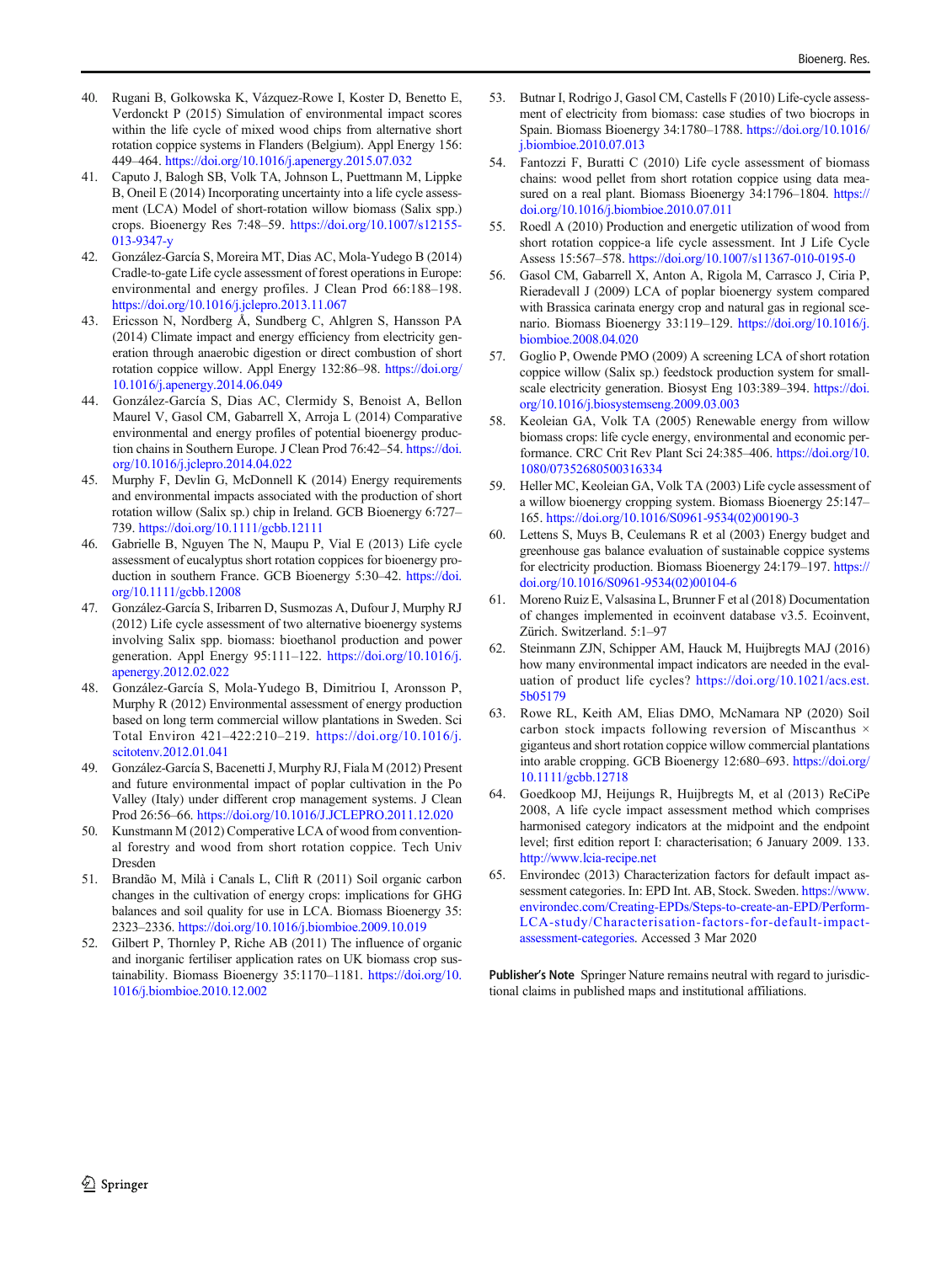40. Rugani B, Golkowska K, Vázquez-Rowe I, Koster D, Benetto E, Verdonckt P (2015) Simulation of environmental impact scores within the life cycle of mixed wood chips from alternative short rotation coppice systems in Flanders (Belgium). Appl Energy 156: 449–464. https://doi.org/10.1016/j.apenergy.2015.07.032
41. Caputo J, Balogh SB, Volk TA, Johnson L, Puettmann M, Lippke B, Oneil E (2014) Incorporating uncertainty into a life cycle assessment (LCA) Model of short-rotation willow biomass (Salix spp.) crops. Bioenergy Res 7:48–59. https://doi.org/10.1007/s12155-013-9347-y
42. González-García S, Moreira MT, Dias AC, Mola-Yudego B (2014) Cradle-to-gate Life cycle assessment of forest operations in Europe: environmental and energy profiles. J Clean Prod 66:188–198. https://doi.org/10.1016/j.jclepro.2013.11.067
43. Ericsson N, Nordberg Å, Sundberg C, Ahlgren S, Hansson PA (2014) Climate impact and energy efficiency from electricity generation through anaerobic digestion or direct combustion of short rotation coppice willow. Appl Energy 132:86–98. https://doi.org/10.1016/j.apenergy.2014.06.049
44. González-García S, Dias AC, Clermidy S, Benoist A, Bellon Maurel V, Gasol CM, Gabarrell X, Arroja L (2014) Comparative environmental and energy profiles of potential bioenergy production chains in Southern Europe. J Clean Prod 76:42–54. https://doi.org/10.1016/j.jclepro.2014.04.022
45. Murphy F, Devlin G, McDonnell K (2014) Energy requirements and environmental impacts associated with the production of short rotation willow (Salix sp.) chip in Ireland. GCB Bioenergy 6:727–739. https://doi.org/10.1111/gcbb.12111
46. Gabrielle B, Nguyen The N, Maupu P, Vial E (2013) Life cycle assessment of eucalyptus short rotation coppices for bioenergy production in southern France. GCB Bioenergy 5:30–42. https://doi.org/10.1111/gcbb.12008
47. González-García S, Iribarren D, Susmozas A, Dufour J, Murphy RJ (2012) Life cycle assessment of two alternative bioenergy systems involving Salix spp. biomass: bioethanol production and power generation. Appl Energy 95:111–122. https://doi.org/10.1016/j.apenergy.2012.02.022
48. González-García S, Mola-Yudego B, Dimitriou I, Aronsson P, Murphy R (2012) Environmental assessment of energy production based on long term commercial willow plantations in Sweden. Sci Total Environ 421–422:210–219. https://doi.org/10.1016/j.scitotenv.2012.01.041
49. González-García S, Bacenetti J, Murphy RJ, Fiala M (2012) Present and future environmental impact of poplar cultivation in the Po Valley (Italy) under different crop management systems. J Clean Prod 26:56–66. https://doi.org/10.1016/J.JCLEPRO.2011.12.020
50. Kunstmann M (2012) Comperative LCA of wood from conventional forestry and wood from short rotation coppice. Tech Univ Dresden
51. Brandão M, Milà i Canals L, Clift R (2011) Soil organic carbon changes in the cultivation of energy crops: implications for GHG balances and soil quality for use in LCA. Biomass Bioenergy 35: 2323–2336. https://doi.org/10.1016/j.biombioe.2009.10.019
52. Gilbert P, Thornley P, Riche AB (2011) The influence of organic and inorganic fertiliser application rates on UK biomass crop sustainability. Biomass Bioenergy 35:1170–1181. https://doi.org/10.1016/j.biombioe.2010.12.002
53. Butnar I, Rodrigo J, Gasol CM, Castells F (2010) Life-cycle assessment of electricity from biomass: case studies of two biocrops in Spain. Biomass Bioenergy 34:1780–1788. https://doi.org/10.1016/j.biombioe.2010.07.013
54. Fantozzi F, Buratti C (2010) Life cycle assessment of biomass chains: wood pellet from short rotation coppice using data measured on a real plant. Biomass Bioenergy 34:1796–1804. https://doi.org/10.1016/j.biombioe.2010.07.011
55. Roedl A (2010) Production and energetic utilization of wood from short rotation coppice-a life cycle assessment. Int J Life Cycle Assess 15:567–578. https://doi.org/10.1007/s11367-010-0195-0
56. Gasol CM, Gabarrell X, Anton A, Rigola M, Carrasco J, Ciria P, Rieradevall J (2009) LCA of poplar bioenergy system compared with Brassica carinata energy crop and natural gas in regional scenario. Biomass Bioenergy 33:119–129. https://doi.org/10.1016/j.biombioe.2008.04.020
57. Goglio P, Owende PMO (2009) A screening LCA of short rotation coppice willow (Salix sp.) feedstock production system for small-scale electricity generation. Biosyst Eng 103:389–394. https://doi.org/10.1016/j.biosystemseng.2009.03.003
58. Keoleian GA, Volk TA (2005) Renewable energy from willow biomass crops: life cycle energy, environmental and economic performance. CRC Crit Rev Plant Sci 24:385–406. https://doi.org/10.1080/07352680500316334
59. Heller MC, Keoleian GA, Volk TA (2003) Life cycle assessment of a willow bioenergy cropping system. Biomass Bioenergy 25:147–165. https://doi.org/10.1016/S0961-9534(02)00190-3
60. Lettens S, Muys B, Ceulemans R et al (2003) Energy budget and greenhouse gas balance evaluation of sustainable coppice systems for electricity production. Biomass Bioenergy 24:179–197. https://doi.org/10.1016/S0961-9534(02)00104-6
61. Moreno Ruiz E, Valsasina L, Brunner F et al (2018) Documentation of changes implemented in ecoinvent database v3.5. Ecoinvent, Zürich. Switzerland. 5:1–97
62. Steinmann ZJN, Schipper AM, Hauck M, Huijbregts MAJ (2016) how many environmental impact indicators are needed in the evaluation of product life cycles? https://doi.org/10.1021/acs.est.5b05179
63. Rowe RL, Keith AM, Elias DMO, McNamara NP (2020) Soil carbon stock impacts following reversion of Miscanthus × giganteus and short rotation coppice willow commercial plantations into arable cropping. GCB Bioenergy 12:680–693. https://doi.org/10.1111/gcbb.12718
64. Goedkoop MJ, Heijungs R, Huijbregts M, et al (2013) ReCiPe 2008, A life cycle impact assessment method which comprises harmonised category indicators at the midpoint and the endpoint level; first edition report I: characterisation; 6 January 2009. 133. http://www.lcia-recipe.net
65. Environdec (2013) Characterization factors for default impact assessment categories. In: EPD Int. AB, Stock. Sweden. https://www.environdec.com/Creating-EPDs/Steps-to-create-an-EPD/Perform-LCA-study/Characterisation-factors-for-default-impact-assessment-categories. Accessed 3 Mar 2020

**Publisher's Note** Springer Nature remains neutral with regard to jurisdictional claims in published maps and institutional affiliations.